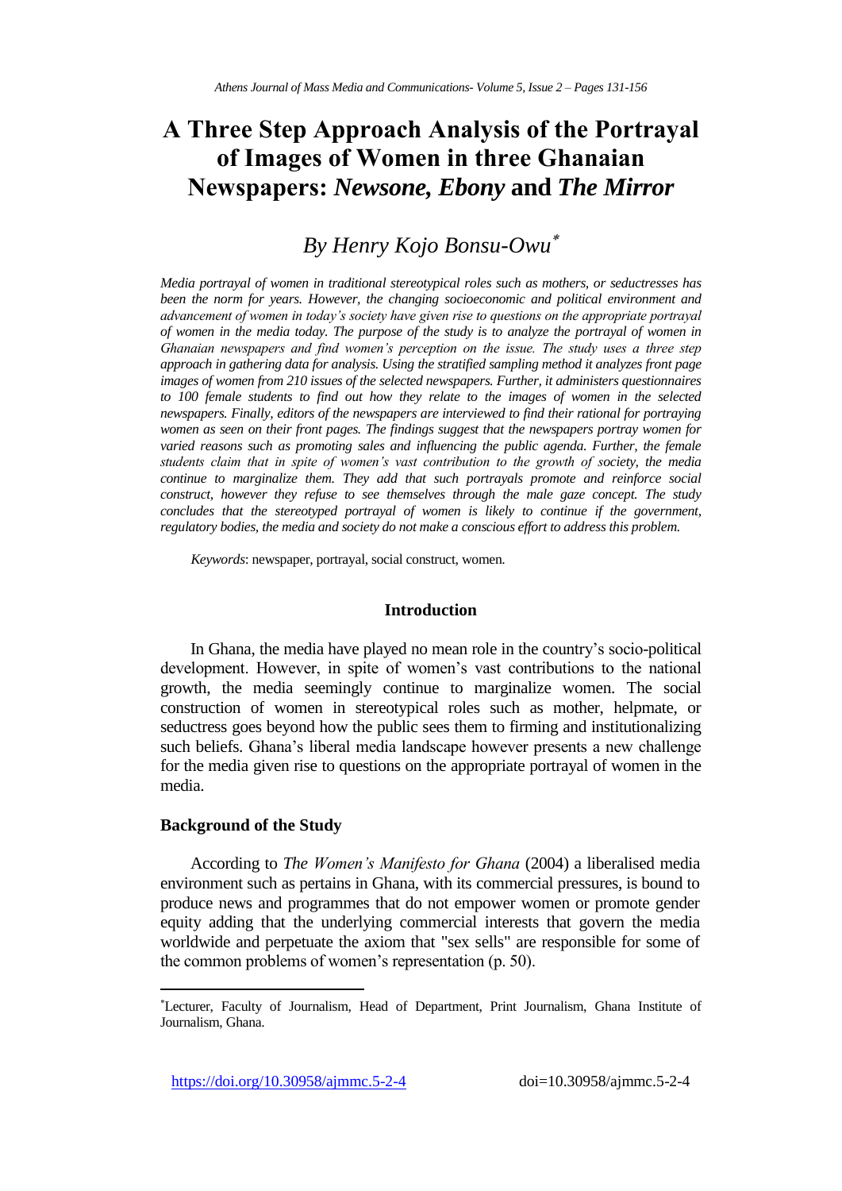# A Three Step Approach Analysis of the Portrayal of Images of Women in three Ghanaian Newspapers: *Newsone, Ebony* and *The Mirror*

## *By Henry Kojo Bonsu-Owu*[*]

*Media portrayal of women in traditional stereotypical roles such as mothers, or seductresses has been the norm for years. However, the changing socioeconomic and political environment and advancement of women in today's society have given rise to questions on the appropriate portrayal of women in the media today. The purpose of the study is to analyze the portrayal of women in Ghanaian newspapers and find women's perception on the issue. The study uses a three step approach in gathering data for analysis. Using the stratified sampling method it analyzes front page images of women from 210 issues of the selected newspapers. Further, it administers questionnaires to 100 female students to find out how they relate to the images of women in the selected newspapers. Finally, editors of the newspapers are interviewed to find their rational for portraying women as seen on their front pages. The findings suggest that the newspapers portray women for varied reasons such as promoting sales and influencing the public agenda. Further, the female students claim that in spite of women's vast contribution to the growth of society, the media continue to marginalize them. They add that such portrayals promote and reinforce social construct, however they refuse to see themselves through the male gaze concept. The study concludes that the stereotyped portrayal of women is likely to continue if the government, regulatory bodies, the media and society do not make a conscious effort to address this problem.*

*Keywords*: newspaper, portrayal, social construct, women.

## Introduction

In Ghana, the media have played no mean role in the country's socio-political development. However, in spite of women's vast contributions to the national growth, the media seemingly continue to marginalize women. The social construction of women in stereotypical roles such as mother, helpmate, or seductress goes beyond how the public sees them to firming and institutionalizing such beliefs. Ghana's liberal media landscape however presents a new challenge for the media given rise to questions on the appropriate portrayal of women in the media.

### Background of the Study

According to *The Women's Manifesto for Ghana* (2004) a liberalised media environment such as pertains in Ghana, with its commercial pressures, is bound to produce news and programmes that do not empower women or promote gender equity adding that the underlying commercial interests that govern the media worldwide and perpetuate the axiom that "sex sells" are responsible for some of the common problems of women's representation (p. 50).

[*]Lecturer, Faculty of Journalism, Head of Department, Print Journalism, Ghana Institute of Journalism, Ghana.

https://doi.org/10.30958/ajmmc.5-2-4 doi=10.30958/ajmmc.5-2-4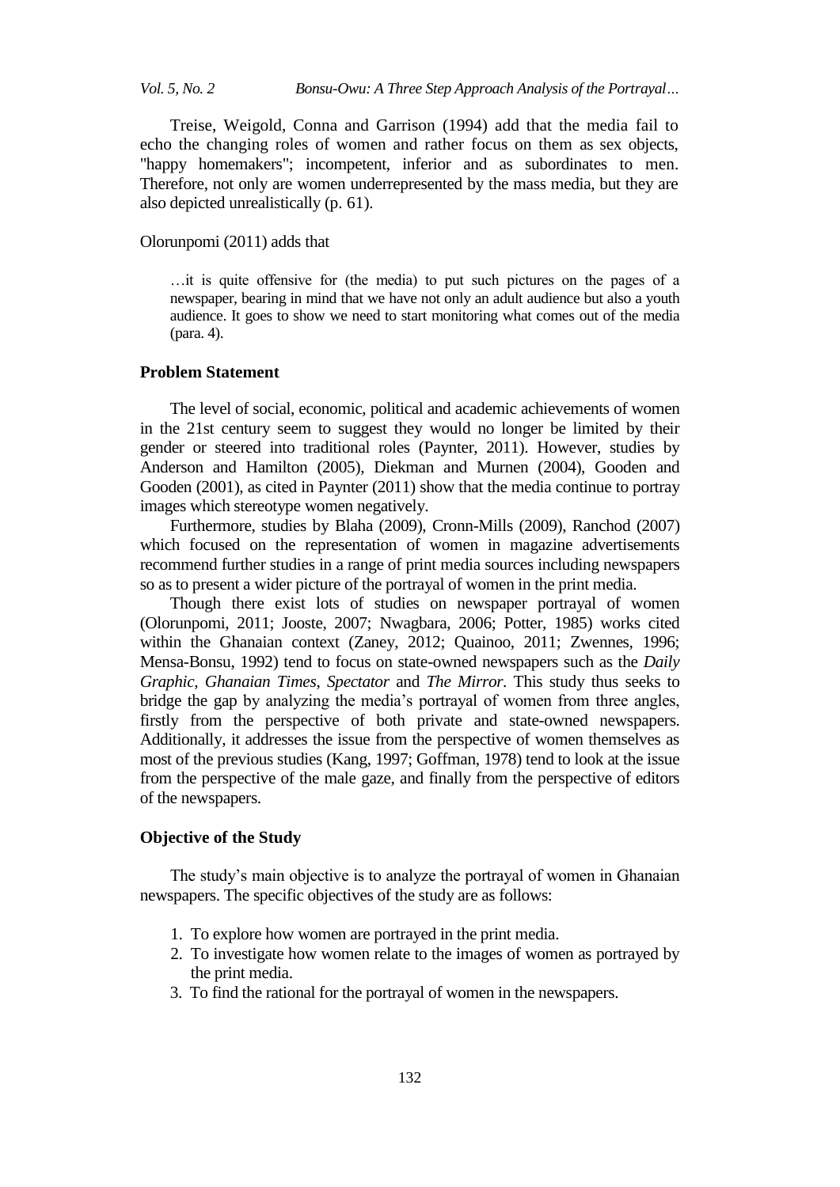Treise, Weigold, Conna and Garrison (1994) add that the media fail to echo the changing roles of women and rather focus on them as sex objects, "happy homemakers"; incompetent, inferior and as subordinates to men. Therefore, not only are women underrepresented by the mass media, but they are also depicted unrealistically (p. 61).

Olorunpomi (2011) adds that

> …it is quite offensive for (the media) to put such pictures on the pages of a newspaper, bearing in mind that we have not only an adult audience but also a youth audience. It goes to show we need to start monitoring what comes out of the media (para. 4).

## Problem Statement

The level of social, economic, political and academic achievements of women in the 21st century seem to suggest they would no longer be limited by their gender or steered into traditional roles (Paynter, 2011). However, studies by Anderson and Hamilton (2005), Diekman and Murnen (2004), Gooden and Gooden (2001), as cited in Paynter (2011) show that the media continue to portray images which stereotype women negatively.

Furthermore, studies by Blaha (2009), Cronn-Mills (2009), Ranchod (2007) which focused on the representation of women in magazine advertisements recommend further studies in a range of print media sources including newspapers so as to present a wider picture of the portrayal of women in the print media.

Though there exist lots of studies on newspaper portrayal of women (Olorunpomi, 2011; Jooste, 2007; Nwagbara, 2006; Potter, 1985) works cited within the Ghanaian context (Zaney, 2012; Quainoo, 2011; Zwennes, 1996; Mensa-Bonsu, 1992) tend to focus on state-owned newspapers such as the *Daily Graphic*, *Ghanaian Times*, *Spectator* and *The Mirror*. This study thus seeks to bridge the gap by analyzing the media's portrayal of women from three angles, firstly from the perspective of both private and state-owned newspapers. Additionally, it addresses the issue from the perspective of women themselves as most of the previous studies (Kang, 1997; Goffman, 1978) tend to look at the issue from the perspective of the male gaze, and finally from the perspective of editors of the newspapers.

## Objective of the Study

The study's main objective is to analyze the portrayal of women in Ghanaian newspapers. The specific objectives of the study are as follows:

1. To explore how women are portrayed in the print media.
2. To investigate how women relate to the images of women as portrayed by the print media.
3. To find the rational for the portrayal of women in the newspapers.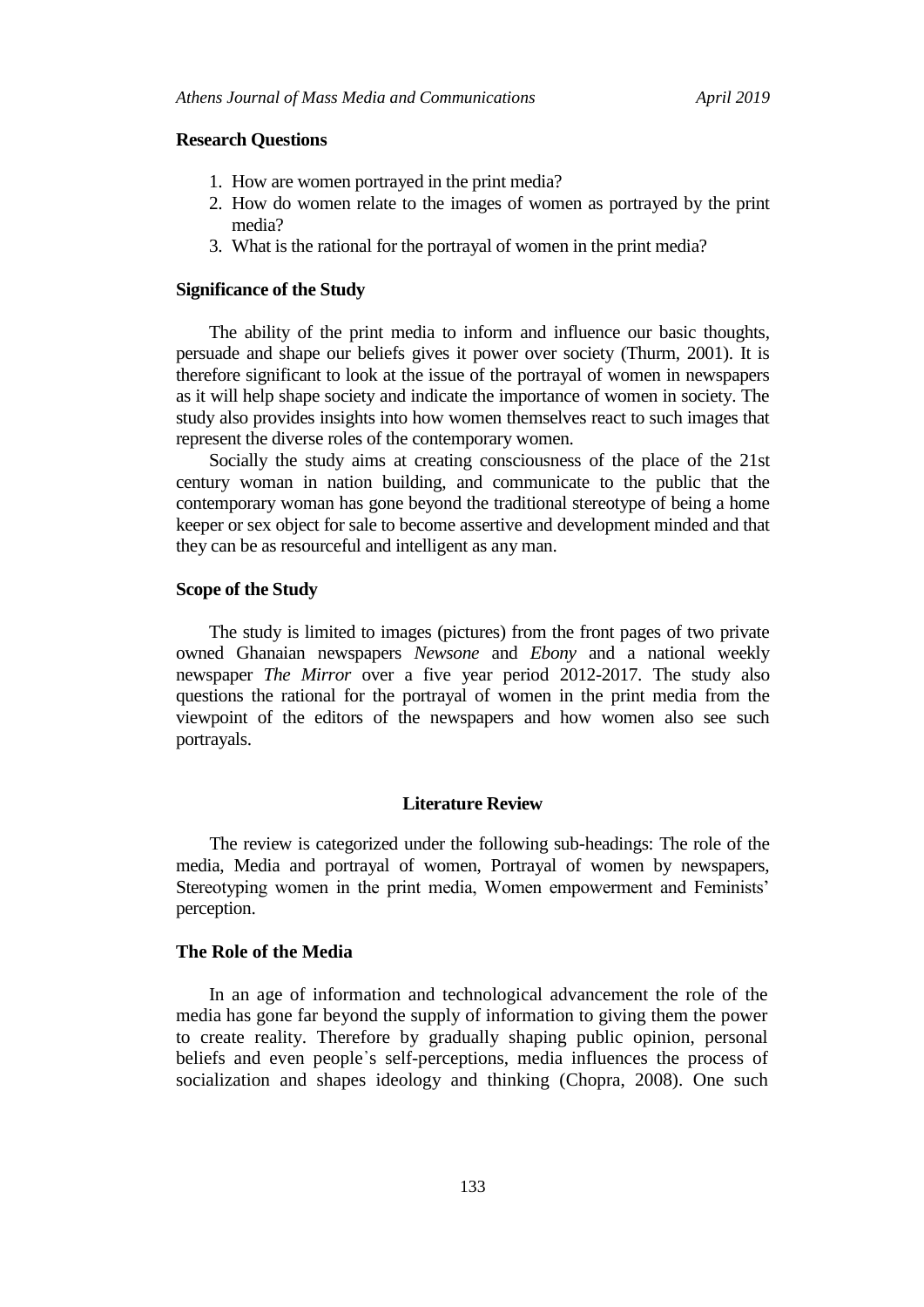## Research Questions

1. How are women portrayed in the print media?
2. How do women relate to the images of women as portrayed by the print media?
3. What is the rational for the portrayal of women in the print media?

## Significance of the Study

The ability of the print media to inform and influence our basic thoughts, persuade and shape our beliefs gives it power over society (Thurm, 2001). It is therefore significant to look at the issue of the portrayal of women in newspapers as it will help shape society and indicate the importance of women in society. The study also provides insights into how women themselves react to such images that represent the diverse roles of the contemporary women.

Socially the study aims at creating consciousness of the place of the 21st century woman in nation building, and communicate to the public that the contemporary woman has gone beyond the traditional stereotype of being a home keeper or sex object for sale to become assertive and development minded and that they can be as resourceful and intelligent as any man.

## Scope of the Study

The study is limited to images (pictures) from the front pages of two private owned Ghanaian newspapers *Newsone* and *Ebony* and a national weekly newspaper *The Mirror* over a five year period 2012-2017. The study also questions the rational for the portrayal of women in the print media from the viewpoint of the editors of the newspapers and how women also see such portrayals.

# Literature Review

The review is categorized under the following sub-headings: The role of the media, Media and portrayal of women, Portrayal of women by newspapers, Stereotyping women in the print media, Women empowerment and Feminists' perception.

## The Role of the Media

In an age of information and technological advancement the role of the media has gone far beyond the supply of information to giving them the power to create reality. Therefore by gradually shaping public opinion, personal beliefs and even people`s self-perceptions, media influences the process of socialization and shapes ideology and thinking (Chopra, 2008). One such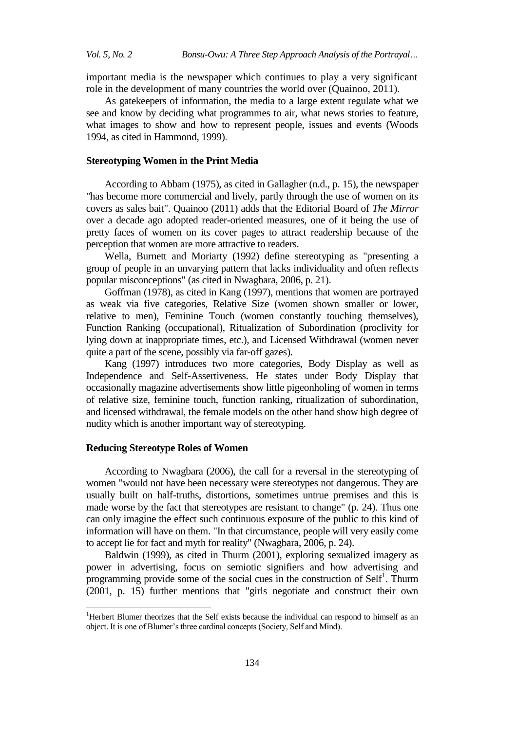important media is the newspaper which continues to play a very significant role in the development of many countries the world over (Quainoo, 2011).

As gatekeepers of information, the media to a large extent regulate what we see and know by deciding what programmes to air, what news stories to feature, what images to show and how to represent people, issues and events (Woods 1994, as cited in Hammond, 1999).

## Stereotyping Women in the Print Media

According to Abbam (1975), as cited in Gallagher (n.d., p. 15), the newspaper "has become more commercial and lively, partly through the use of women on its covers as sales bait". Quainoo (2011) adds that the Editorial Board of *The Mirror* over a decade ago adopted reader-oriented measures, one of it being the use of pretty faces of women on its cover pages to attract readership because of the perception that women are more attractive to readers.

Wella, Burnett and Moriarty (1992) define stereotyping as "presenting a group of people in an unvarying pattern that lacks individuality and often reflects popular misconceptions" (as cited in Nwagbara, 2006, p. 21).

Goffman (1978), as cited in Kang (1997), mentions that women are portrayed as weak via five categories, Relative Size (women shown smaller or lower, relative to men), Feminine Touch (women constantly touching themselves), Function Ranking (occupational), Ritualization of Subordination (proclivity for lying down at inappropriate times, etc.), and Licensed Withdrawal (women never quite a part of the scene, possibly via far-off gazes).

Kang (1997) introduces two more categories, Body Display as well as Independence and Self-Assertiveness. He states under Body Display that occasionally magazine advertisements show little pigeonholing of women in terms of relative size, feminine touch, function ranking, ritualization of subordination, and licensed withdrawal, the female models on the other hand show high degree of nudity which is another important way of stereotyping.

## Reducing Stereotype Roles of Women

According to Nwagbara (2006), the call for a reversal in the stereotyping of women "would not have been necessary were stereotypes not dangerous. They are usually built on half-truths, distortions, sometimes untrue premises and this is made worse by the fact that stereotypes are resistant to change" (p. 24). Thus one can only imagine the effect such continuous exposure of the public to this kind of information will have on them. "In that circumstance, people will very easily come to accept lie for fact and myth for reality" (Nwagbara, 2006, p. 24).

Baldwin (1999), as cited in Thurm (2001), exploring sexualized imagery as power in advertising, focus on semiotic signifiers and how advertising and programming provide some of the social cues in the construction of Self[1]. Thurm (2001, p. 15) further mentions that "girls negotiate and construct their own

[1] Herbert Blumer theorizes that the Self exists because the individual can respond to himself as an object. It is one of Blumer's three cardinal concepts (Society, Self and Mind).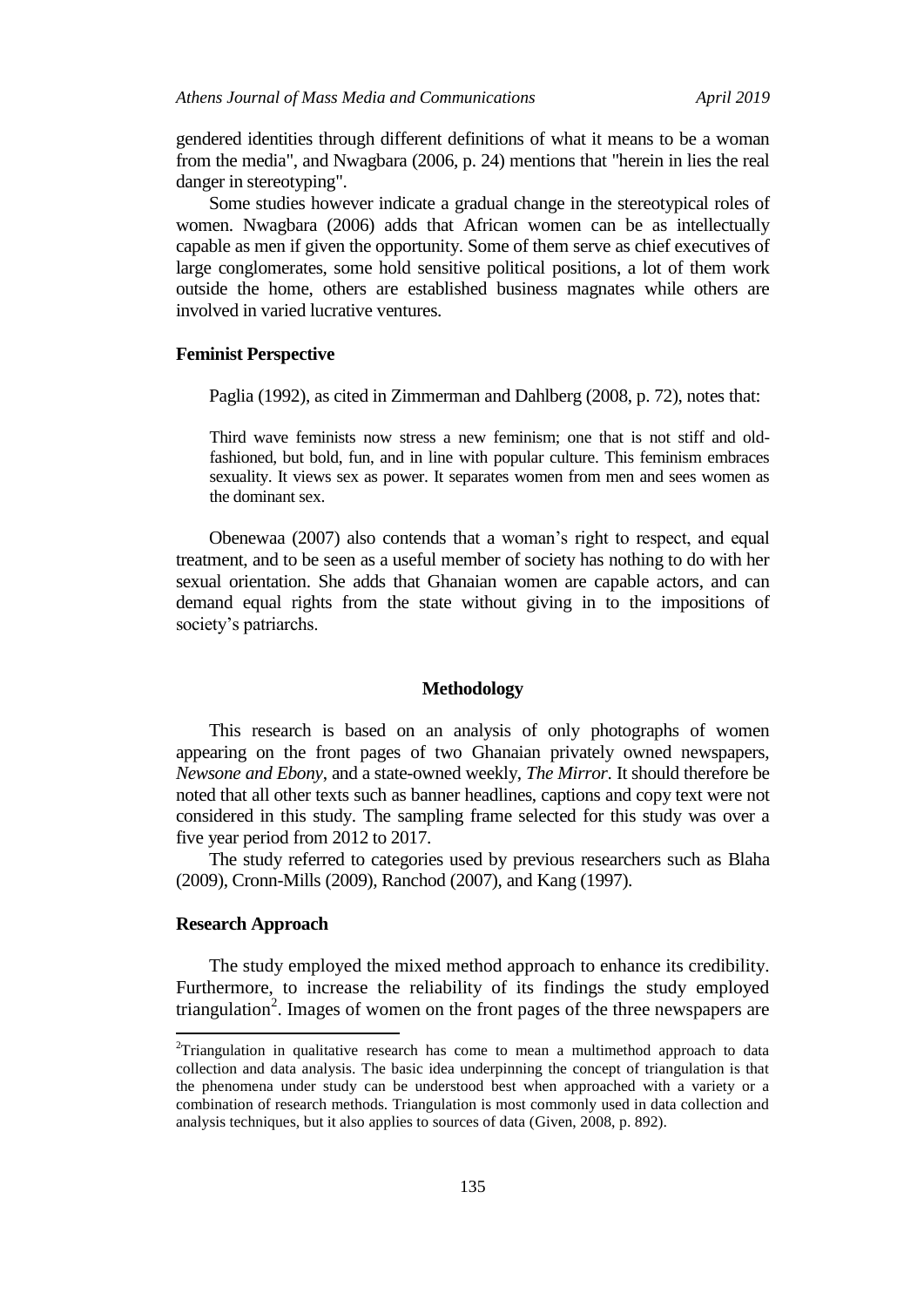gendered identities through different definitions of what it means to be a woman from the media", and Nwagbara (2006, p. 24) mentions that "herein in lies the real danger in stereotyping".

Some studies however indicate a gradual change in the stereotypical roles of women. Nwagbara (2006) adds that African women can be as intellectually capable as men if given the opportunity. Some of them serve as chief executives of large conglomerates, some hold sensitive political positions, a lot of them work outside the home, others are established business magnates while others are involved in varied lucrative ventures.

### Feminist Perspective

Paglia (1992), as cited in Zimmerman and Dahlberg (2008, p. 72), notes that:

> Third wave feminists now stress a new feminism; one that is not stiff and old-fashioned, but bold, fun, and in line with popular culture. This feminism embraces sexuality. It views sex as power. It separates women from men and sees women as the dominant sex.

Obenewaa (2007) also contends that a woman's right to respect, and equal treatment, and to be seen as a useful member of society has nothing to do with her sexual orientation. She adds that Ghanaian women are capable actors, and can demand equal rights from the state without giving in to the impositions of society's patriarchs.

## Methodology

This research is based on an analysis of only photographs of women appearing on the front pages of two Ghanaian privately owned newspapers, *Newsone and Ebony*, and a state-owned weekly, *The Mirror*. It should therefore be noted that all other texts such as banner headlines, captions and copy text were not considered in this study. The sampling frame selected for this study was over a five year period from 2012 to 2017.

The study referred to categories used by previous researchers such as Blaha (2009), Cronn-Mills (2009), Ranchod (2007), and Kang (1997).

### Research Approach

The study employed the mixed method approach to enhance its credibility. Furthermore, to increase the reliability of its findings the study employed triangulation[2]. Images of women on the front pages of the three newspapers are

[2]Triangulation in qualitative research has come to mean a multimethod approach to data collection and data analysis. The basic idea underpinning the concept of triangulation is that the phenomena under study can be understood best when approached with a variety or a combination of research methods. Triangulation is most commonly used in data collection and analysis techniques, but it also applies to sources of data (Given, 2008, p. 892).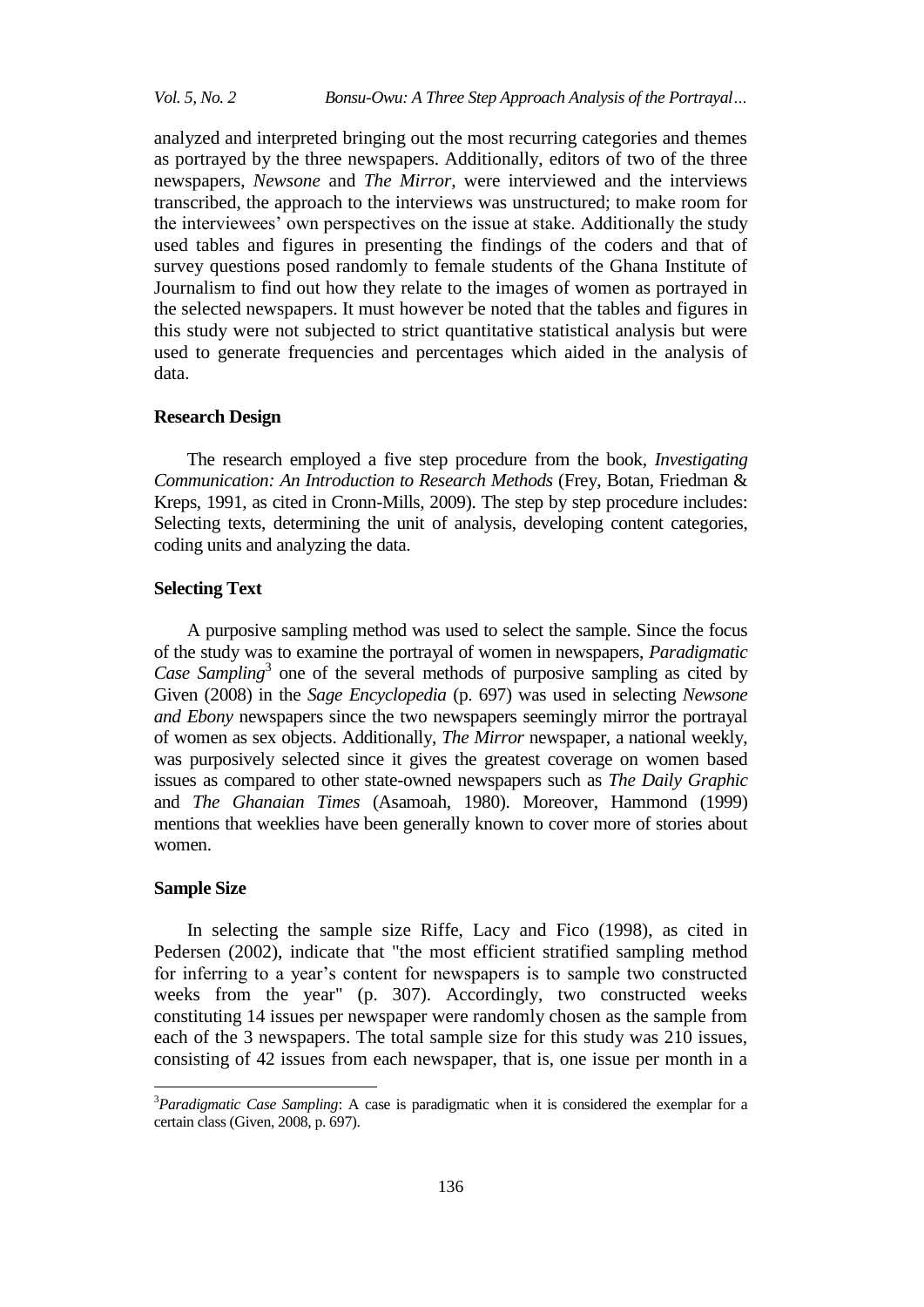analyzed and interpreted bringing out the most recurring categories and themes as portrayed by the three newspapers. Additionally, editors of two of the three newspapers, *Newsone* and *The Mirror*, were interviewed and the interviews transcribed, the approach to the interviews was unstructured; to make room for the interviewees' own perspectives on the issue at stake. Additionally the study used tables and figures in presenting the findings of the coders and that of survey questions posed randomly to female students of the Ghana Institute of Journalism to find out how they relate to the images of women as portrayed in the selected newspapers. It must however be noted that the tables and figures in this study were not subjected to strict quantitative statistical analysis but were used to generate frequencies and percentages which aided in the analysis of data.

### Research Design

The research employed a five step procedure from the book, *Investigating Communication: An Introduction to Research Methods* (Frey, Botan, Friedman & Kreps, 1991, as cited in Cronn-Mills, 2009). The step by step procedure includes: Selecting texts, determining the unit of analysis, developing content categories, coding units and analyzing the data.

### Selecting Text

A purposive sampling method was used to select the sample. Since the focus of the study was to examine the portrayal of women in newspapers, *Paradigmatic Case Sampling*[3] one of the several methods of purposive sampling as cited by Given (2008) in the *Sage Encyclopedia* (p. 697) was used in selecting *Newsone and Ebony* newspapers since the two newspapers seemingly mirror the portrayal of women as sex objects. Additionally, *The Mirror* newspaper, a national weekly, was purposively selected since it gives the greatest coverage on women based issues as compared to other state-owned newspapers such as *The Daily Graphic* and *The Ghanaian Times* (Asamoah, 1980). Moreover, Hammond (1999) mentions that weeklies have been generally known to cover more of stories about women.

### Sample Size

In selecting the sample size Riffe, Lacy and Fico (1998), as cited in Pedersen (2002), indicate that "the most efficient stratified sampling method for inferring to a year's content for newspapers is to sample two constructed weeks from the year" (p. 307). Accordingly, two constructed weeks constituting 14 issues per newspaper were randomly chosen as the sample from each of the 3 newspapers. The total sample size for this study was 210 issues, consisting of 42 issues from each newspaper, that is, one issue per month in a

---

[3] *Paradigmatic Case Sampling*: A case is paradigmatic when it is considered the exemplar for a certain class (Given, 2008, p. 697).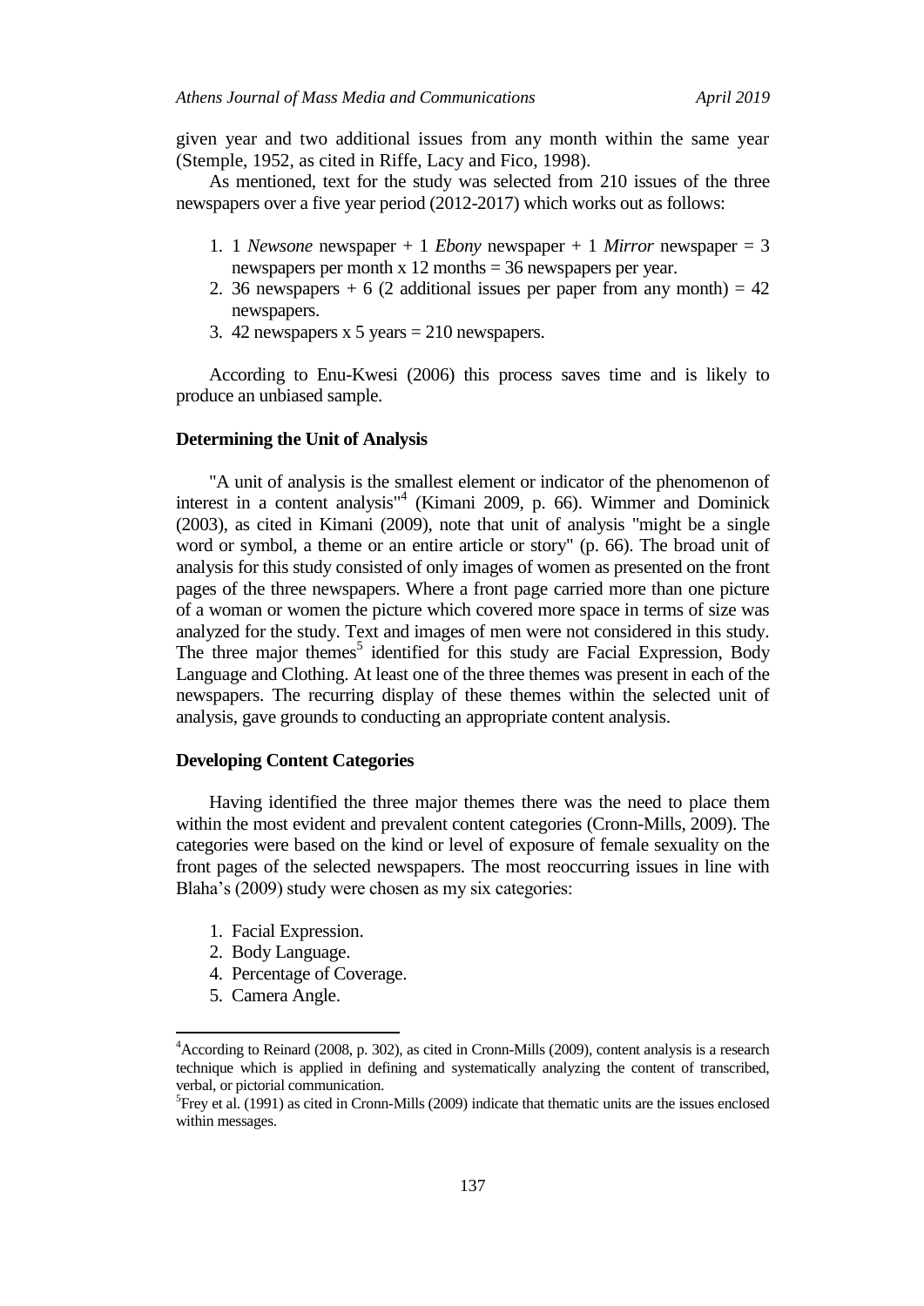given year and two additional issues from any month within the same year (Stemple, 1952, as cited in Riffe, Lacy and Fico, 1998).

As mentioned, text for the study was selected from 210 issues of the three newspapers over a five year period (2012-2017) which works out as follows:

1. 1 *Newsone* newspaper + 1 *Ebony* newspaper + 1 *Mirror* newspaper = 3 newspapers per month x 12 months = 36 newspapers per year.
2. 36 newspapers + 6 (2 additional issues per paper from any month) = 42 newspapers.
3. 42 newspapers x 5 years = 210 newspapers.

According to Enu-Kwesi (2006) this process saves time and is likely to produce an unbiased sample.

### Determining the Unit of Analysis

"A unit of analysis is the smallest element or indicator of the phenomenon of interest in a content analysis"[4] (Kimani 2009, p. 66). Wimmer and Dominick (2003), as cited in Kimani (2009), note that unit of analysis "might be a single word or symbol, a theme or an entire article or story" (p. 66). The broad unit of analysis for this study consisted of only images of women as presented on the front pages of the three newspapers. Where a front page carried more than one picture of a woman or women the picture which covered more space in terms of size was analyzed for the study. Text and images of men were not considered in this study. The three major themes[5] identified for this study are Facial Expression, Body Language and Clothing. At least one of the three themes was present in each of the newspapers. The recurring display of these themes within the selected unit of analysis, gave grounds to conducting an appropriate content analysis.

### Developing Content Categories

Having identified the three major themes there was the need to place them within the most evident and prevalent content categories (Cronn-Mills, 2009). The categories were based on the kind or level of exposure of female sexuality on the front pages of the selected newspapers. The most reoccurring issues in line with Blaha's (2009) study were chosen as my six categories:

1. Facial Expression.
2. Body Language.
4. Percentage of Coverage.
5. Camera Angle.

---

[4]According to Reinard (2008, p. 302), as cited in Cronn-Mills (2009), content analysis is a research technique which is applied in defining and systematically analyzing the content of transcribed, verbal, or pictorial communication.

[5]Frey et al. (1991) as cited in Cronn-Mills (2009) indicate that thematic units are the issues enclosed within messages.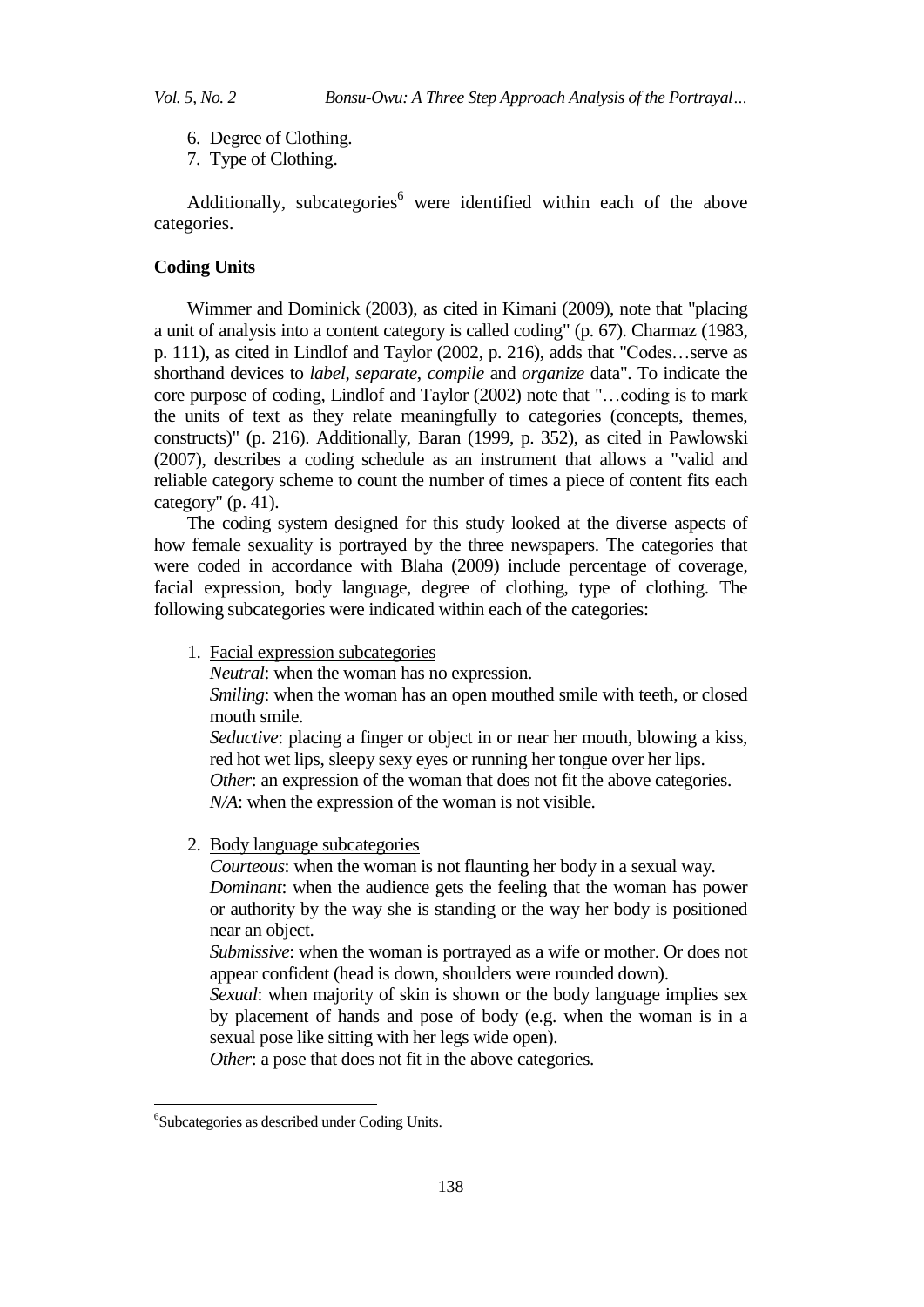6. Degree of Clothing.
7. Type of Clothing.

Additionally, subcategories[6] were identified within each of the above categories.

**Coding Units**

Wimmer and Dominick (2003), as cited in Kimani (2009), note that "placing a unit of analysis into a content category is called coding" (p. 67). Charmaz (1983, p. 111), as cited in Lindlof and Taylor (2002, p. 216), adds that "Codes…serve as shorthand devices to *label*, *separate*, *compile* and *organize* data". To indicate the core purpose of coding, Lindlof and Taylor (2002) note that "…coding is to mark the units of text as they relate meaningfully to categories (concepts, themes, constructs)" (p. 216). Additionally, Baran (1999, p. 352), as cited in Pawlowski (2007), describes a coding schedule as an instrument that allows a "valid and reliable category scheme to count the number of times a piece of content fits each category" (p. 41).

The coding system designed for this study looked at the diverse aspects of how female sexuality is portrayed by the three newspapers. The categories that were coded in accordance with Blaha (2009) include percentage of coverage, facial expression, body language, degree of clothing, type of clothing. The following subcategories were indicated within each of the categories:

1. Facial expression subcategories
   *Neutral*: when the woman has no expression.
   *Smiling*: when the woman has an open mouthed smile with teeth, or closed mouth smile.
   *Seductive*: placing a finger or object in or near her mouth, blowing a kiss, red hot wet lips, sleepy sexy eyes or running her tongue over her lips.
   *Other*: an expression of the woman that does not fit the above categories.
   *N/A*: when the expression of the woman is not visible.

2. Body language subcategories
   *Courteous*: when the woman is not flaunting her body in a sexual way.
   *Dominant*: when the audience gets the feeling that the woman has power or authority by the way she is standing or the way her body is positioned near an object.
   *Submissive*: when the woman is portrayed as a wife or mother. Or does not appear confident (head is down, shoulders were rounded down).
   *Sexual*: when majority of skin is shown or the body language implies sex by placement of hands and pose of body (e.g. when the woman is in a sexual pose like sitting with her legs wide open).
   *Other*: a pose that does not fit in the above categories.

[6] Subcategories as described under Coding Units.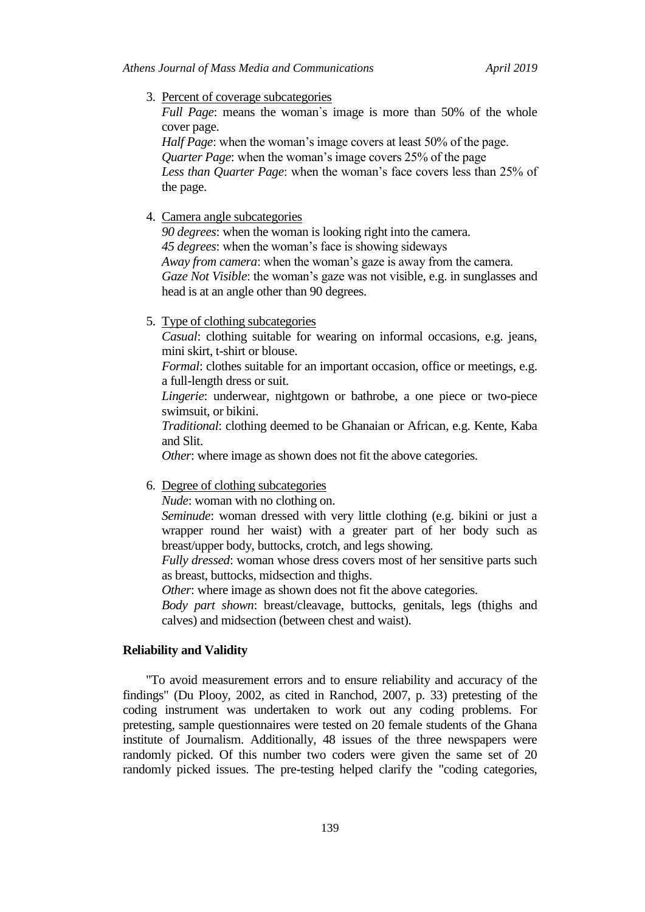3. Percent of coverage subcategories

   *Full Page*: means the woman᾽s image is more than 50% of the whole cover page.

   *Half Page*: when the woman's image covers at least 50% of the page.

   *Quarter Page*: when the woman's image covers 25% of the page

   *Less than Quarter Page*: when the woman's face covers less than 25% of the page.

4. Camera angle subcategories

   *90 degrees*: when the woman is looking right into the camera.

   *45 degrees*: when the woman's face is showing sideways

   *Away from camera*: when the woman's gaze is away from the camera.

   *Gaze Not Visible*: the woman's gaze was not visible, e.g. in sunglasses and head is at an angle other than 90 degrees.

5. Type of clothing subcategories

   *Casual*: clothing suitable for wearing on informal occasions, e.g. jeans, mini skirt, t-shirt or blouse.

   *Formal*: clothes suitable for an important occasion, office or meetings, e.g. a full-length dress or suit.

   *Lingerie*: underwear, nightgown or bathrobe, a one piece or two-piece swimsuit, or bikini.

   *Traditional*: clothing deemed to be Ghanaian or African, e.g. Kente, Kaba and Slit.

   *Other*: where image as shown does not fit the above categories.

6. Degree of clothing subcategories

   *Nude*: woman with no clothing on.

   *Seminude*: woman dressed with very little clothing (e.g. bikini or just a wrapper round her waist) with a greater part of her body such as breast/upper body, buttocks, crotch, and legs showing.

   *Fully dressed*: woman whose dress covers most of her sensitive parts such as breast, buttocks, midsection and thighs.

   *Other*: where image as shown does not fit the above categories.

   *Body part shown*: breast/cleavage, buttocks, genitals, legs (thighs and calves) and midsection (between chest and waist).

## Reliability and Validity

"To avoid measurement errors and to ensure reliability and accuracy of the findings" (Du Plooy, 2002, as cited in Ranchod, 2007, p. 33) pretesting of the coding instrument was undertaken to work out any coding problems. For pretesting, sample questionnaires were tested on 20 female students of the Ghana institute of Journalism. Additionally, 48 issues of the three newspapers were randomly picked. Of this number two coders were given the same set of 20 randomly picked issues. The pre-testing helped clarify the "coding categories,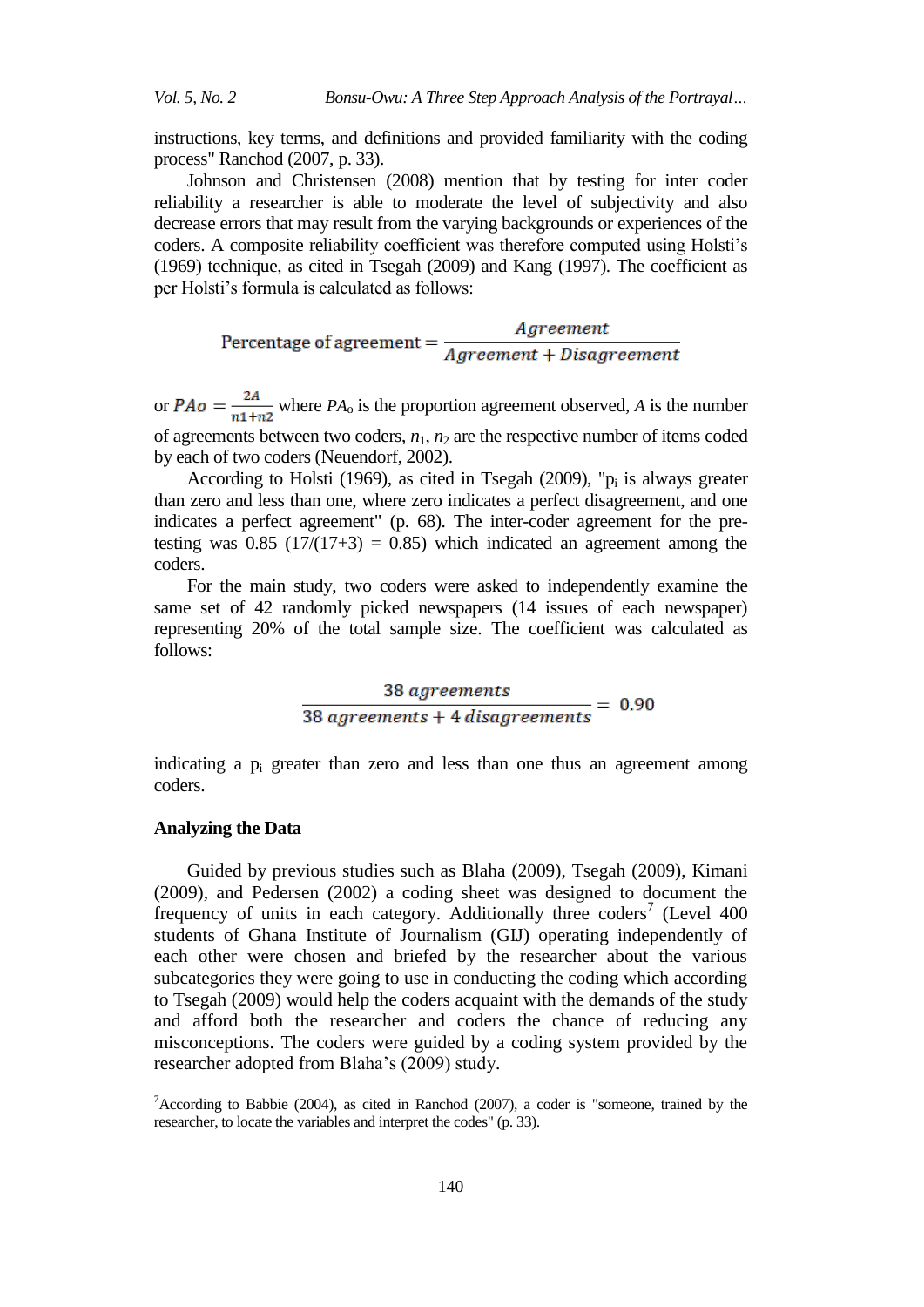instructions, key terms, and definitions and provided familiarity with the coding process" Ranchod (2007, p. 33).

Johnson and Christensen (2008) mention that by testing for inter coder reliability a researcher is able to moderate the level of subjectivity and also decrease errors that may result from the varying backgrounds or experiences of the coders. A composite reliability coefficient was therefore computed using Holsti's (1969) technique, as cited in Tsegah (2009) and Kang (1997). The coefficient as per Holsti's formula is calculated as follows:

$$\text{Percentage of agreement} = \frac{Agreement}{Agreement + Disagreement}$$

or $PAo = \frac{2A}{n1+n2}$ where $PA_o$ is the proportion agreement observed, $A$ is the number of agreements between two coders, $n_1$, $n_2$ are the respective number of items coded by each of two coders (Neuendorf, 2002).

According to Holsti (1969), as cited in Tsegah (2009), "$p_i$ is always greater than zero and less than one, where zero indicates a perfect disagreement, and one indicates a perfect agreement" (p. 68). The inter-coder agreement for the pre-testing was 0.85 (17/(17+3) = 0.85) which indicated an agreement among the coders.

For the main study, two coders were asked to independently examine the same set of 42 randomly picked newspapers (14 issues of each newspaper) representing 20% of the total sample size. The coefficient was calculated as follows:

$$\frac{38\ agreements}{38\ agreements + 4\ disagreements} = 0.90$$

indicating a $p_i$ greater than zero and less than one thus an agreement among coders.

**Analyzing the Data**

Guided by previous studies such as Blaha (2009), Tsegah (2009), Kimani (2009), and Pedersen (2002) a coding sheet was designed to document the frequency of units in each category. Additionally three coders[7] (Level 400 students of Ghana Institute of Journalism (GIJ) operating independently of each other were chosen and briefed by the researcher about the various subcategories they were going to use in conducting the coding which according to Tsegah (2009) would help the coders acquaint with the demands of the study and afford both the researcher and coders the chance of reducing any misconceptions. The coders were guided by a coding system provided by the researcher adopted from Blaha's (2009) study.

[7]According to Babbie (2004), as cited in Ranchod (2007), a coder is "someone, trained by the researcher, to locate the variables and interpret the codes" (p. 33).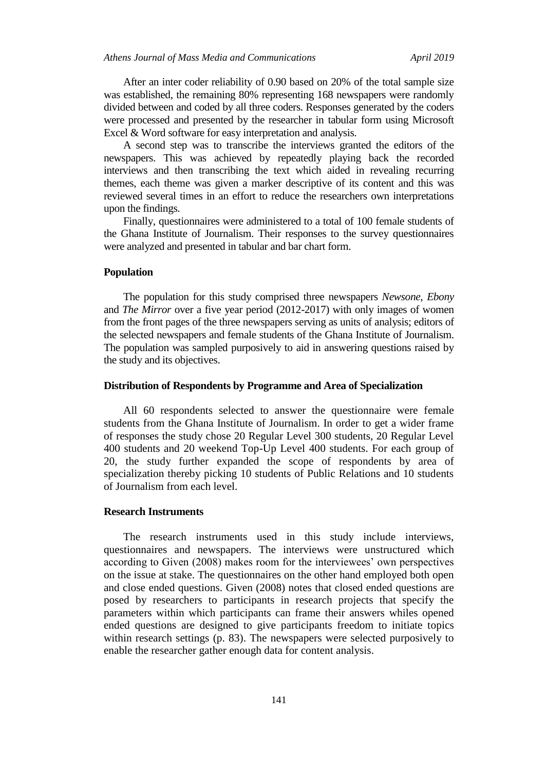After an inter coder reliability of 0.90 based on 20% of the total sample size was established, the remaining 80% representing 168 newspapers were randomly divided between and coded by all three coders. Responses generated by the coders were processed and presented by the researcher in tabular form using Microsoft Excel & Word software for easy interpretation and analysis.

A second step was to transcribe the interviews granted the editors of the newspapers. This was achieved by repeatedly playing back the recorded interviews and then transcribing the text which aided in revealing recurring themes, each theme was given a marker descriptive of its content and this was reviewed several times in an effort to reduce the researchers own interpretations upon the findings.

Finally, questionnaires were administered to a total of 100 female students of the Ghana Institute of Journalism. Their responses to the survey questionnaires were analyzed and presented in tabular and bar chart form.

### Population

The population for this study comprised three newspapers *Newsone*, *Ebony* and *The Mirror* over a five year period (2012-2017) with only images of women from the front pages of the three newspapers serving as units of analysis; editors of the selected newspapers and female students of the Ghana Institute of Journalism. The population was sampled purposively to aid in answering questions raised by the study and its objectives.

### Distribution of Respondents by Programme and Area of Specialization

All 60 respondents selected to answer the questionnaire were female students from the Ghana Institute of Journalism. In order to get a wider frame of responses the study chose 20 Regular Level 300 students, 20 Regular Level 400 students and 20 weekend Top-Up Level 400 students. For each group of 20, the study further expanded the scope of respondents by area of specialization thereby picking 10 students of Public Relations and 10 students of Journalism from each level.

### Research Instruments

The research instruments used in this study include interviews, questionnaires and newspapers. The interviews were unstructured which according to Given (2008) makes room for the interviewees' own perspectives on the issue at stake. The questionnaires on the other hand employed both open and close ended questions. Given (2008) notes that closed ended questions are posed by researchers to participants in research projects that specify the parameters within which participants can frame their answers whiles opened ended questions are designed to give participants freedom to initiate topics within research settings (p. 83). The newspapers were selected purposively to enable the researcher gather enough data for content analysis.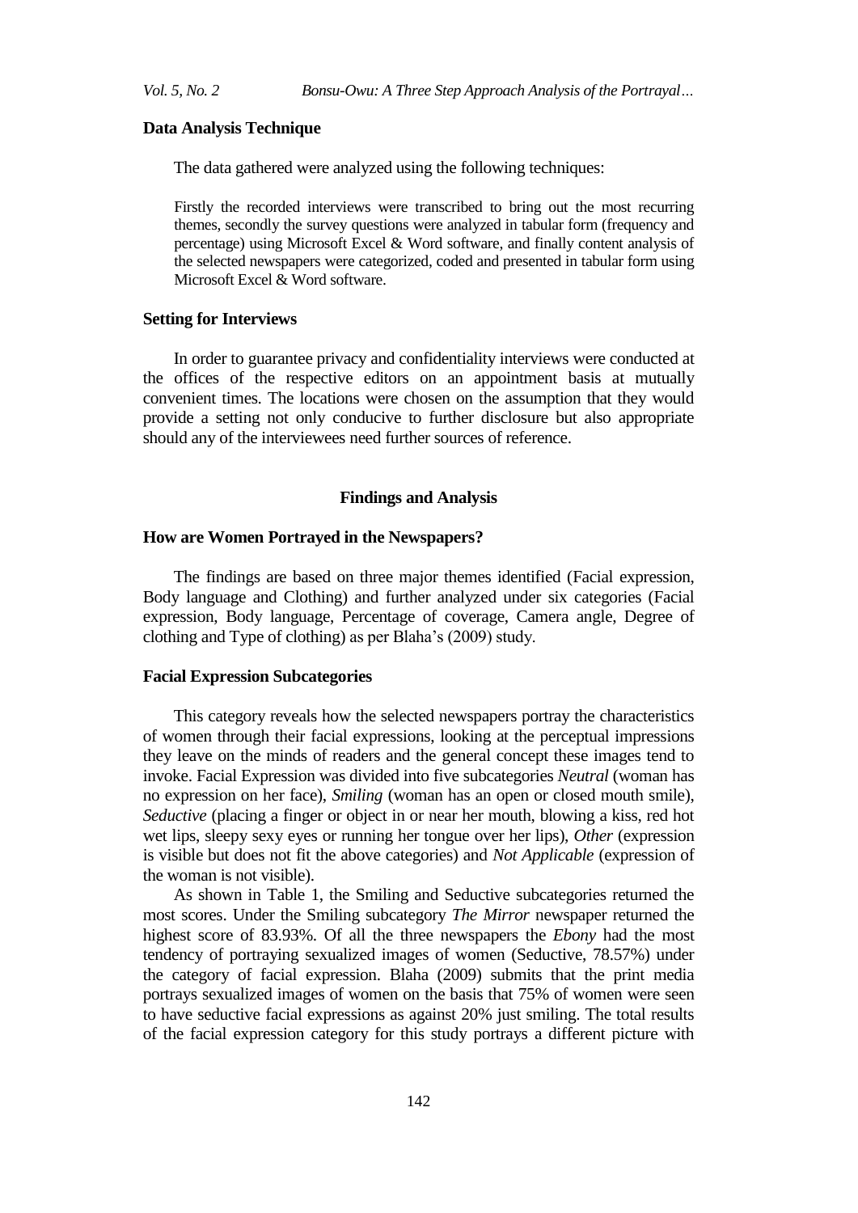### Data Analysis Technique

The data gathered were analyzed using the following techniques:

Firstly the recorded interviews were transcribed to bring out the most recurring themes, secondly the survey questions were analyzed in tabular form (frequency and percentage) using Microsoft Excel & Word software, and finally content analysis of the selected newspapers were categorized, coded and presented in tabular form using Microsoft Excel & Word software.

### Setting for Interviews

In order to guarantee privacy and confidentiality interviews were conducted at the offices of the respective editors on an appointment basis at mutually convenient times. The locations were chosen on the assumption that they would provide a setting not only conducive to further disclosure but also appropriate should any of the interviewees need further sources of reference.

## Findings and Analysis

### How are Women Portrayed in the Newspapers?

The findings are based on three major themes identified (Facial expression, Body language and Clothing) and further analyzed under six categories (Facial expression, Body language, Percentage of coverage, Camera angle, Degree of clothing and Type of clothing) as per Blaha's (2009) study.

### Facial Expression Subcategories

This category reveals how the selected newspapers portray the characteristics of women through their facial expressions, looking at the perceptual impressions they leave on the minds of readers and the general concept these images tend to invoke. Facial Expression was divided into five subcategories *Neutral* (woman has no expression on her face), *Smiling* (woman has an open or closed mouth smile), *Seductive* (placing a finger or object in or near her mouth, blowing a kiss, red hot wet lips, sleepy sexy eyes or running her tongue over her lips), *Other* (expression is visible but does not fit the above categories) and *Not Applicable* (expression of the woman is not visible).

As shown in Table 1, the Smiling and Seductive subcategories returned the most scores. Under the Smiling subcategory *The Mirror* newspaper returned the highest score of 83.93%. Of all the three newspapers the *Ebony* had the most tendency of portraying sexualized images of women (Seductive, 78.57%) under the category of facial expression. Blaha (2009) submits that the print media portrays sexualized images of women on the basis that 75% of women were seen to have seductive facial expressions as against 20% just smiling. The total results of the facial expression category for this study portrays a different picture with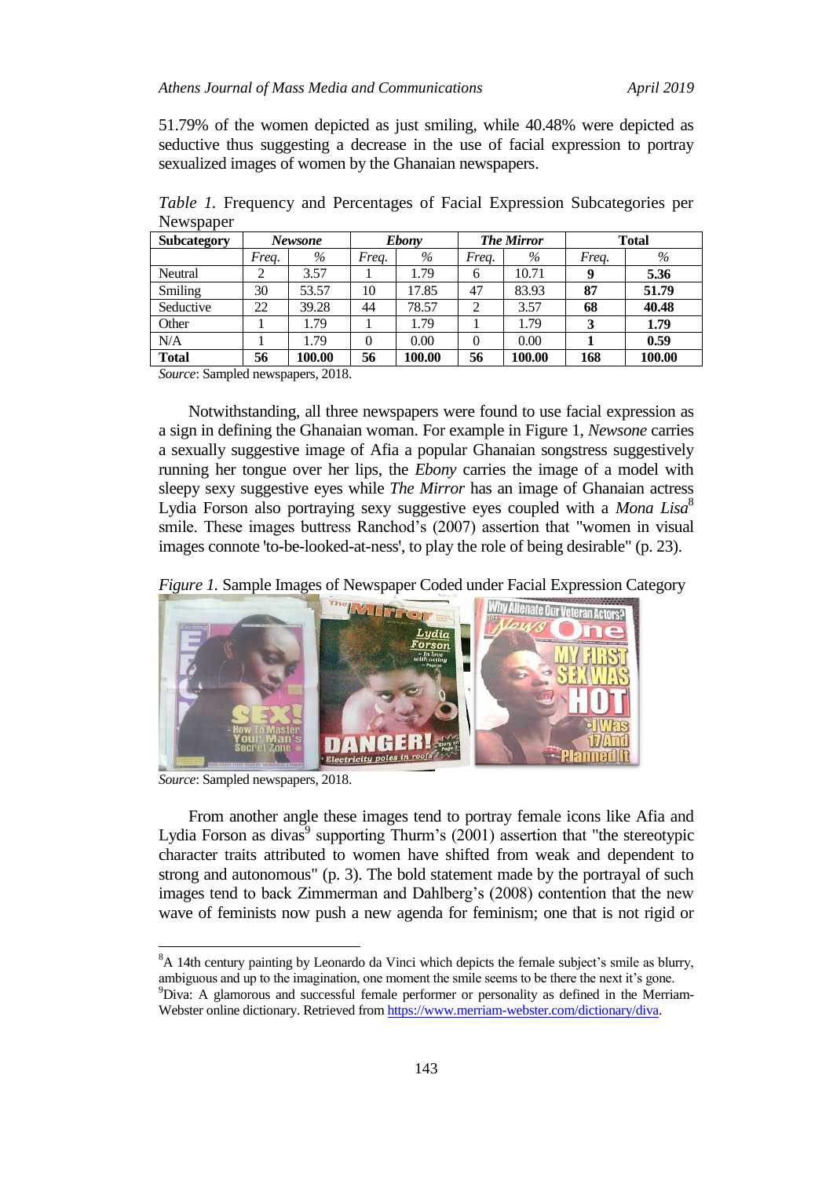51.79% of the women depicted as just smiling, while 40.48% were depicted as seductive thus suggesting a decrease in the use of facial expression to portray sexualized images of women by the Ghanaian newspapers.

*Table 1.* Frequency and Percentages of Facial Expression Subcategories per Newspaper

| Subcategory | *Newsone* | | *Ebony* | | *The Mirror* | | Total | |
|---|---|---|---|---|---|---|---|---|
| | *Freq.* | *%* | *Freq.* | *%* | *Freq.* | *%* | *Freq.* | *%* |
| Neutral | 2 | 3.57 | 1 | 1.79 | 6 | 10.71 | **9** | **5.36** |
| Smiling | 30 | 53.57 | 10 | 17.85 | 47 | 83.93 | **87** | **51.79** |
| Seductive | 22 | 39.28 | 44 | 78.57 | 2 | 3.57 | **68** | **40.48** |
| Other | 1 | 1.79 | 1 | 1.79 | 1 | 1.79 | **3** | **1.79** |
| N/A | 1 | 1.79 | 0 | 0.00 | 0 | 0.00 | **1** | **0.59** |
| **Total** | **56** | **100.00** | **56** | **100.00** | **56** | **100.00** | **168** | **100.00** |

*Source*: Sampled newspapers, 2018.

Notwithstanding, all three newspapers were found to use facial expression as a sign in defining the Ghanaian woman. For example in Figure 1, *Newsone* carries a sexually suggestive image of Afia a popular Ghanaian songstress suggestively running her tongue over her lips, the *Ebony* carries the image of a model with sleepy sexy suggestive eyes while *The Mirror* has an image of Ghanaian actress Lydia Forson also portraying sexy suggestive eyes coupled with a *Mona Lisa*[8] smile. These images buttress Ranchod's (2007) assertion that "women in visual images connote 'to-be-looked-at-ness', to play the role of being desirable" (p. 23).

*Figure 1.* Sample Images of Newspaper Coded under Facial Expression Category

*Source*: Sampled newspapers, 2018.

From another angle these images tend to portray female icons like Afia and Lydia Forson as divas[9] supporting Thurm's (2001) assertion that "the stereotypic character traits attributed to women have shifted from weak and dependent to strong and autonomous" (p. 3). The bold statement made by the portrayal of such images tend to back Zimmerman and Dahlberg's (2008) contention that the new wave of feminists now push a new agenda for feminism; one that is not rigid or

[8]A 14th century painting by Leonardo da Vinci which depicts the female subject's smile as blurry, ambiguous and up to the imagination, one moment the smile seems to be there the next it's gone.

[9]Diva: A glamorous and successful female performer or personality as defined in the Merriam-Webster online dictionary. Retrieved from https://www.merriam-webster.com/dictionary/diva.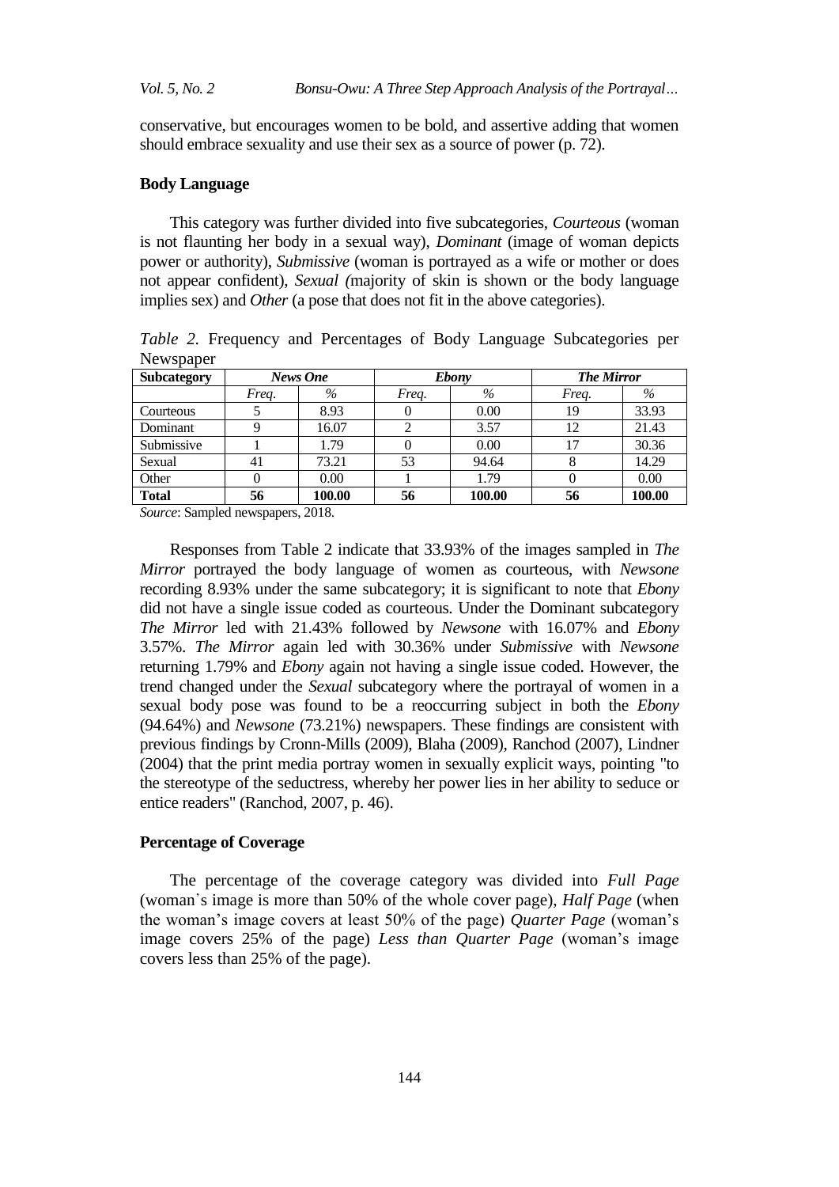conservative, but encourages women to be bold, and assertive adding that women should embrace sexuality and use their sex as a source of power (p. 72).

### Body Language

This category was further divided into five subcategories, *Courteous* (woman is not flaunting her body in a sexual way), *Dominant* (image of woman depicts power or authority), *Submissive* (woman is portrayed as a wife or mother or does not appear confident), *Sexual (*majority of skin is shown or the body language implies sex) and *Other* (a pose that does not fit in the above categories).

*Table 2.* Frequency and Percentages of Body Language Subcategories per Newspaper

| **Subcategory** | ***News One*** | | ***Ebony*** | | ***The Mirror*** | |
|---|---|---|---|---|---|---|
| | *Freq.* | *%* | *Freq.* | *%* | *Freq.* | *%* |
| Courteous | 5 | 8.93 | 0 | 0.00 | 19 | 33.93 |
| Dominant | 9 | 16.07 | 2 | 3.57 | 12 | 21.43 |
| Submissive | 1 | 1.79 | 0 | 0.00 | 17 | 30.36 |
| Sexual | 41 | 73.21 | 53 | 94.64 | 8 | 14.29 |
| Other | 0 | 0.00 | 1 | 1.79 | 0 | 0.00 |
| **Total** | **56** | **100.00** | **56** | **100.00** | **56** | **100.00** |

*Source*: Sampled newspapers, 2018.

Responses from Table 2 indicate that 33.93% of the images sampled in *The Mirror* portrayed the body language of women as courteous, with *Newsone* recording 8.93% under the same subcategory; it is significant to note that *Ebony* did not have a single issue coded as courteous. Under the Dominant subcategory *The Mirror* led with 21.43% followed by *Newsone* with 16.07% and *Ebony* 3.57%. *The Mirror* again led with 30.36% under *Submissive* with *Newsone* returning 1.79% and *Ebony* again not having a single issue coded. However, the trend changed under the *Sexual* subcategory where the portrayal of women in a sexual body pose was found to be a reoccurring subject in both the *Ebony* (94.64%) and *Newsone* (73.21%) newspapers. These findings are consistent with previous findings by Cronn-Mills (2009), Blaha (2009), Ranchod (2007), Lindner (2004) that the print media portray women in sexually explicit ways, pointing "to the stereotype of the seductress, whereby her power lies in her ability to seduce or entice readers" (Ranchod, 2007, p. 46).

### Percentage of Coverage

The percentage of the coverage category was divided into *Full Page* (woman's image is more than 50% of the whole cover page), *Half Page* (when the woman's image covers at least 50% of the page) *Quarter Page* (woman's image covers 25% of the page) *Less than Quarter Page* (woman's image covers less than 25% of the page).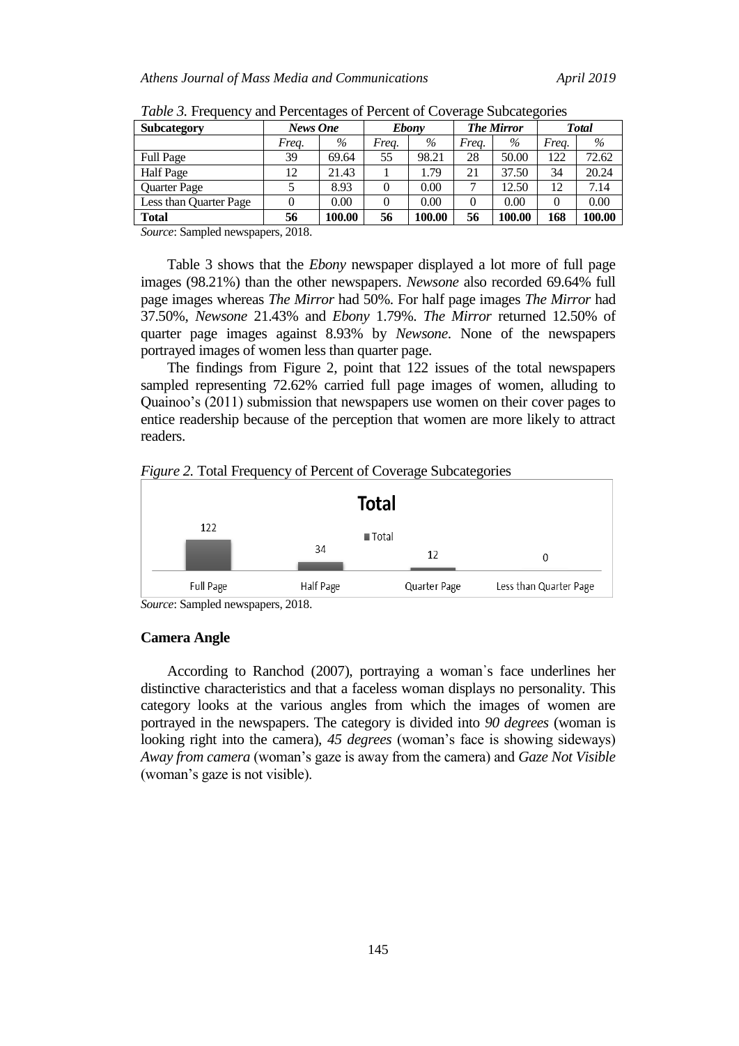*Table 3.* Frequency and Percentages of Percent of Coverage Subcategories

| Subcategory | *News One* | | *Ebony* | | *The Mirror* | | *Total* | |
|---|---|---|---|---|---|---|---|---|
| | *Freq.* | *%* | *Freq.* | *%* | *Freq.* | *%* | *Freq.* | *%* |
| Full Page | 39 | 69.64 | 55 | 98.21 | 28 | 50.00 | 122 | 72.62 |
| Half Page | 12 | 21.43 | 1 | 1.79 | 21 | 37.50 | 34 | 20.24 |
| Quarter Page | 5 | 8.93 | 0 | 0.00 | 7 | 12.50 | 12 | 7.14 |
| Less than Quarter Page | 0 | 0.00 | 0 | 0.00 | 0 | 0.00 | 0 | 0.00 |
| **Total** | **56** | **100.00** | **56** | **100.00** | **56** | **100.00** | **168** | **100.00** |

*Source*: Sampled newspapers, 2018.

Table 3 shows that the *Ebony* newspaper displayed a lot more of full page images (98.21%) than the other newspapers. *Newsone* also recorded 69.64% full page images whereas *The Mirror* had 50%. For half page images *The Mirror* had 37.50%, *Newsone* 21.43% and *Ebony* 1.79%. *The Mirror* returned 12.50% of quarter page images against 8.93% by *Newsone*. None of the newspapers portrayed images of women less than quarter page.

The findings from Figure 2, point that 122 issues of the total newspapers sampled representing 72.62% carried full page images of women, alluding to Quainoo's (2011) submission that newspapers use women on their cover pages to entice readership because of the perception that women are more likely to attract readers.

*Figure 2.* Total Frequency of Percent of Coverage Subcategories

| | Full Page | Half Page | Quarter Page | Less than Quarter Page |
|---|---|---|---|---|
| Total | 122 | 34 | 12 | 0 |

*Source*: Sampled newspapers, 2018.

### Camera Angle

According to Ranchod (2007), portraying a woman's face underlines her distinctive characteristics and that a faceless woman displays no personality. This category looks at the various angles from which the images of women are portrayed in the newspapers. The category is divided into *90 degrees* (woman is looking right into the camera), *45 degrees* (woman's face is showing sideways) *Away from camera* (woman's gaze is away from the camera) and *Gaze Not Visible* (woman's gaze is not visible).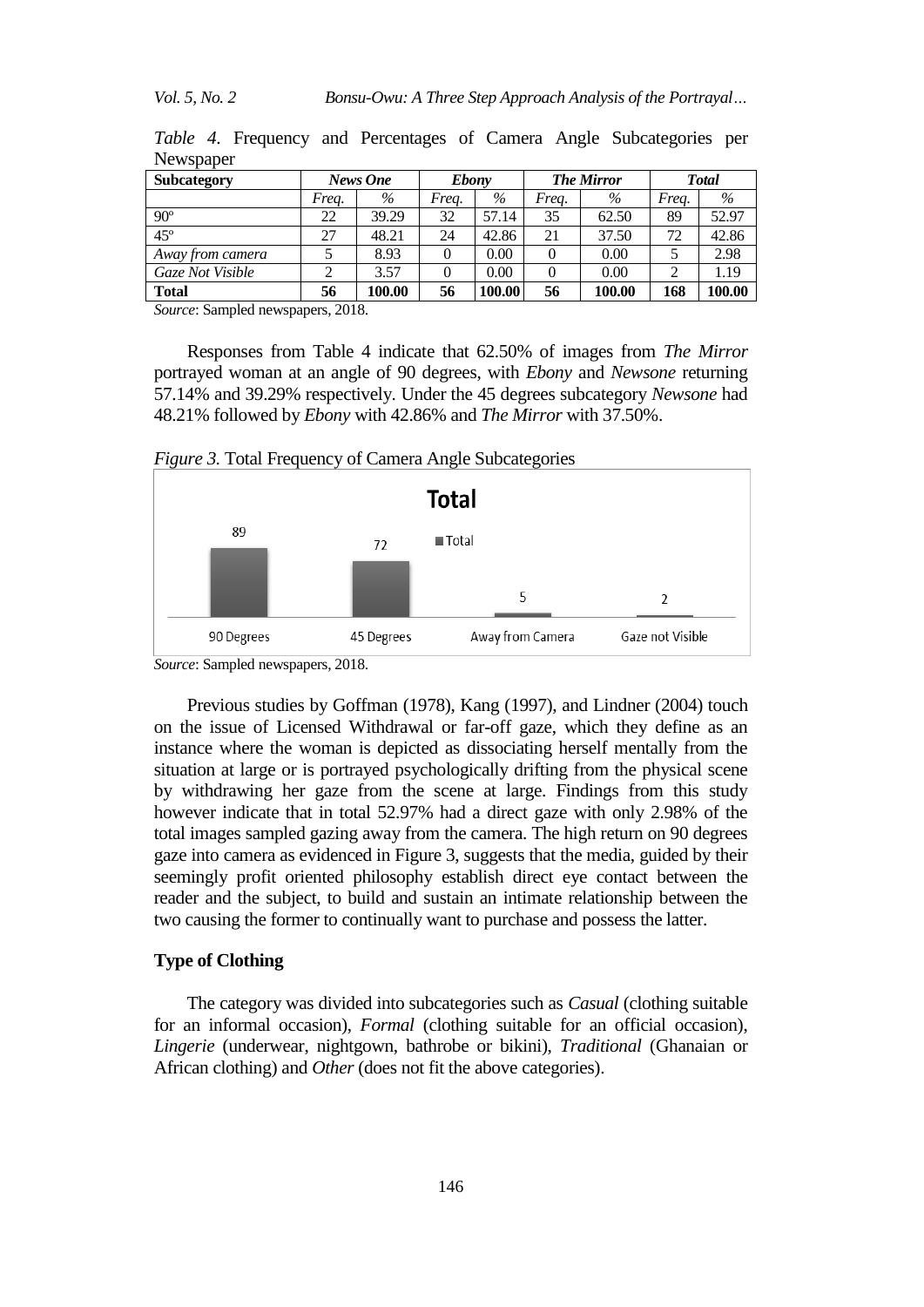*Table 4*. Frequency and Percentages of Camera Angle Subcategories per Newspaper

| Subcategory | *News One* | | *Ebony* | | *The Mirror* | | *Total* | |
|---|---|---|---|---|---|---|---|---|
| | *Freq.* | *%* | *Freq.* | *%* | *Freq.* | *%* | *Freq.* | *%* |
| 90º | 22 | 39.29 | 32 | 57.14 | 35 | 62.50 | 89 | 52.97 |
| 45º | 27 | 48.21 | 24 | 42.86 | 21 | 37.50 | 72 | 42.86 |
| *Away from camera* | 5 | 8.93 | 0 | 0.00 | 0 | 0.00 | 5 | 2.98 |
| *Gaze Not Visible* | 2 | 3.57 | 0 | 0.00 | 0 | 0.00 | 2 | 1.19 |
| **Total** | **56** | **100.00** | **56** | **100.00** | **56** | **100.00** | **168** | **100.00** |

*Source*: Sampled newspapers, 2018.

Responses from Table 4 indicate that 62.50% of images from *The Mirror* portrayed woman at an angle of 90 degrees, with *Ebony* and *Newsone* returning 57.14% and 39.29% respectively. Under the 45 degrees subcategory *Newsone* had 48.21% followed by *Ebony* with 42.86% and *The Mirror* with 37.50%.

*Figure 3.* Total Frequency of Camera Angle Subcategories

*Source*: Sampled newspapers, 2018.

Previous studies by Goffman (1978), Kang (1997), and Lindner (2004) touch on the issue of Licensed Withdrawal or far-off gaze, which they define as an instance where the woman is depicted as dissociating herself mentally from the situation at large or is portrayed psychologically drifting from the physical scene by withdrawing her gaze from the scene at large. Findings from this study however indicate that in total 52.97% had a direct gaze with only 2.98% of the total images sampled gazing away from the camera. The high return on 90 degrees gaze into camera as evidenced in Figure 3, suggests that the media, guided by their seemingly profit oriented philosophy establish direct eye contact between the reader and the subject, to build and sustain an intimate relationship between the two causing the former to continually want to purchase and possess the latter.

**Type of Clothing**

The category was divided into subcategories such as *Casual* (clothing suitable for an informal occasion), *Formal* (clothing suitable for an official occasion), *Lingerie* (underwear, nightgown, bathrobe or bikini), *Traditional* (Ghanaian or African clothing) and *Other* (does not fit the above categories).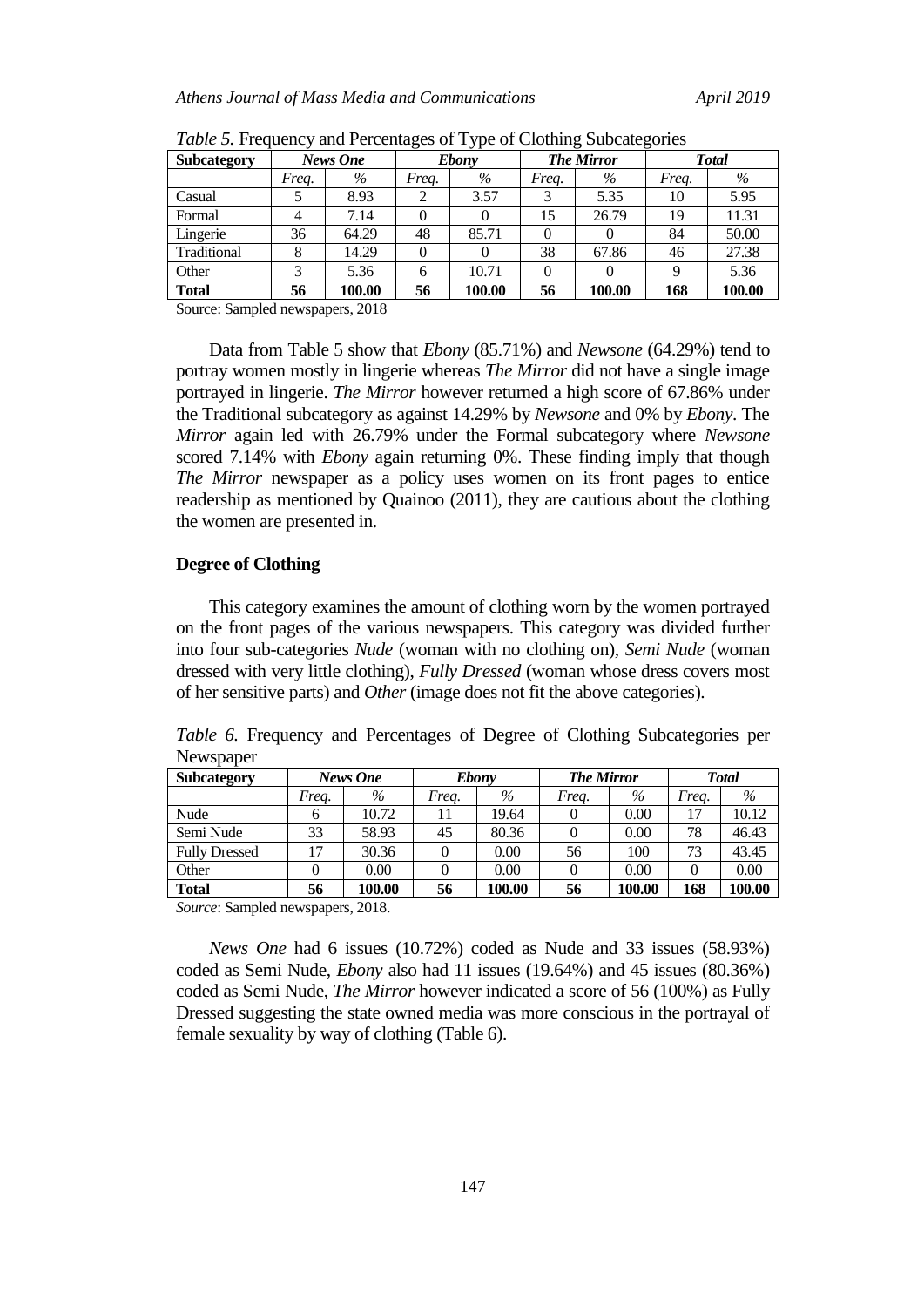*Table 5.* Frequency and Percentages of Type of Clothing Subcategories

| Subcategory | *News One* | | *Ebony* | | *The Mirror* | | *Total* | |
|---|---|---|---|---|---|---|---|---|
| | *Freq.* | *%* | *Freq.* | *%* | *Freq.* | *%* | *Freq.* | *%* |
| Casual | 5 | 8.93 | 2 | 3.57 | 3 | 5.35 | 10 | 5.95 |
| Formal | 4 | 7.14 | 0 | 0 | 15 | 26.79 | 19 | 11.31 |
| Lingerie | 36 | 64.29 | 48 | 85.71 | 0 | 0 | 84 | 50.00 |
| Traditional | 8 | 14.29 | 0 | 0 | 38 | 67.86 | 46 | 27.38 |
| Other | 3 | 5.36 | 6 | 10.71 | 0 | 0 | 9 | 5.36 |
| **Total** | **56** | **100.00** | **56** | **100.00** | **56** | **100.00** | **168** | **100.00** |

Source: Sampled newspapers, 2018

Data from Table 5 show that *Ebony* (85.71%) and *Newsone* (64.29%) tend to portray women mostly in lingerie whereas *The Mirror* did not have a single image portrayed in lingerie. *The Mirror* however returned a high score of 67.86% under the Traditional subcategory as against 14.29% by *Newsone* and 0% by *Ebony*. The *Mirror* again led with 26.79% under the Formal subcategory where *Newsone* scored 7.14% with *Ebony* again returning 0%. These finding imply that though *The Mirror* newspaper as a policy uses women on its front pages to entice readership as mentioned by Quainoo (2011), they are cautious about the clothing the women are presented in.

**Degree of Clothing**

This category examines the amount of clothing worn by the women portrayed on the front pages of the various newspapers. This category was divided further into four sub-categories *Nude* (woman with no clothing on), *Semi Nude* (woman dressed with very little clothing), *Fully Dressed* (woman whose dress covers most of her sensitive parts) and *Other* (image does not fit the above categories).

*Table 6.* Frequency and Percentages of Degree of Clothing Subcategories per Newspaper

| Subcategory | *News One* | | *Ebony* | | *The Mirror* | | *Total* | |
|---|---|---|---|---|---|---|---|---|
| | *Freq.* | *%* | *Freq.* | *%* | *Freq.* | *%* | *Freq.* | *%* |
| Nude | 6 | 10.72 | 11 | 19.64 | 0 | 0.00 | 17 | 10.12 |
| Semi Nude | 33 | 58.93 | 45 | 80.36 | 0 | 0.00 | 78 | 46.43 |
| Fully Dressed | 17 | 30.36 | 0 | 0.00 | 56 | 100 | 73 | 43.45 |
| Other | 0 | 0.00 | 0 | 0.00 | 0 | 0.00 | 0 | 0.00 |
| **Total** | **56** | **100.00** | **56** | **100.00** | **56** | **100.00** | **168** | **100.00** |

*Source*: Sampled newspapers, 2018.

*News One* had 6 issues (10.72%) coded as Nude and 33 issues (58.93%) coded as Semi Nude, *Ebony* also had 11 issues (19.64%) and 45 issues (80.36%) coded as Semi Nude, *The Mirror* however indicated a score of 56 (100%) as Fully Dressed suggesting the state owned media was more conscious in the portrayal of female sexuality by way of clothing (Table 6).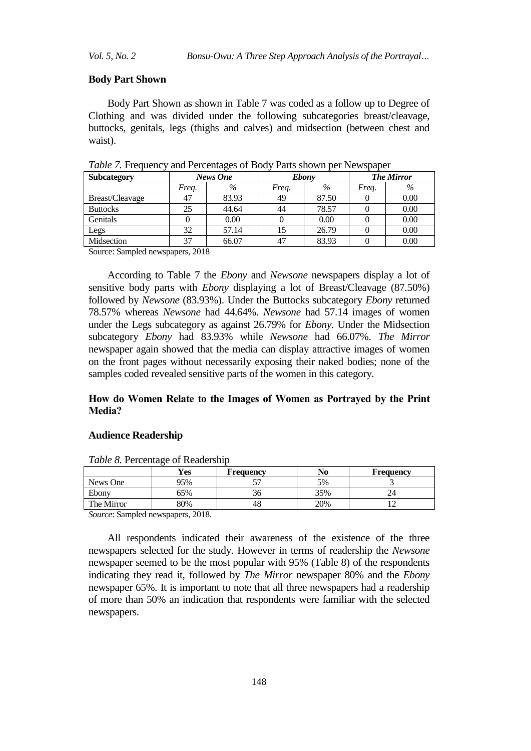### Body Part Shown

Body Part Shown as shown in Table 7 was coded as a follow up to Degree of Clothing and was divided under the following subcategories breast/cleavage, buttocks, genitals, legs (thighs and calves) and midsection (between chest and waist).

*Table 7.* Frequency and Percentages of Body Parts shown per Newspaper

| Subcategory | *News One* | | *Ebony* | | *The Mirror* | |
|---|---|---|---|---|---|---|
| | *Freq.* | *%* | *Freq.* | *%* | *Freq.* | *%* |
| Breast/Cleavage | 47 | 83.93 | 49 | 87.50 | 0 | 0.00 |
| Buttocks | 25 | 44.64 | 44 | 78.57 | 0 | 0.00 |
| Genitals | 0 | 0.00 | 0 | 0.00 | 0 | 0.00 |
| Legs | 32 | 57.14 | 15 | 26.79 | 0 | 0.00 |
| Midsection | 37 | 66.07 | 47 | 83.93 | 0 | 0.00 |

Source: Sampled newspapers, 2018

According to Table 7 the *Ebony* and *Newsone* newspapers display a lot of sensitive body parts with *Ebony* displaying a lot of Breast/Cleavage (87.50%) followed by *Newsone* (83.93%). Under the Buttocks subcategory *Ebony* returned 78.57% whereas *Newsone* had 44.64%. *Newsone* had 57.14 images of women under the Legs subcategory as against 26.79% for *Ebony*. Under the Midsection subcategory *Ebony* had 83.93% while *Newsone* had 66.07%. *The Mirror* newspaper again showed that the media can display attractive images of women on the front pages without necessarily exposing their naked bodies; none of the samples coded revealed sensitive parts of the women in this category.

### How do Women Relate to the Images of Women as Portrayed by the Print Media?

### Audience Readership

*Table 8.* Percentage of Readership

| | Yes | Frequency | No | Frequency |
|---|---|---|---|---|
| News One | 95% | 57 | 5% | 3 |
| Ebony | 65% | 36 | 35% | 24 |
| The Mirror | 80% | 48 | 20% | 12 |

*Source*: Sampled newspapers, 2018.

All respondents indicated their awareness of the existence of the three newspapers selected for the study. However in terms of readership the *Newsone* newspaper seemed to be the most popular with 95% (Table 8) of the respondents indicating they read it, followed by *The Mirror* newspaper 80% and the *Ebony* newspaper 65%. It is important to note that all three newspapers had a readership of more than 50% an indication that respondents were familiar with the selected newspapers.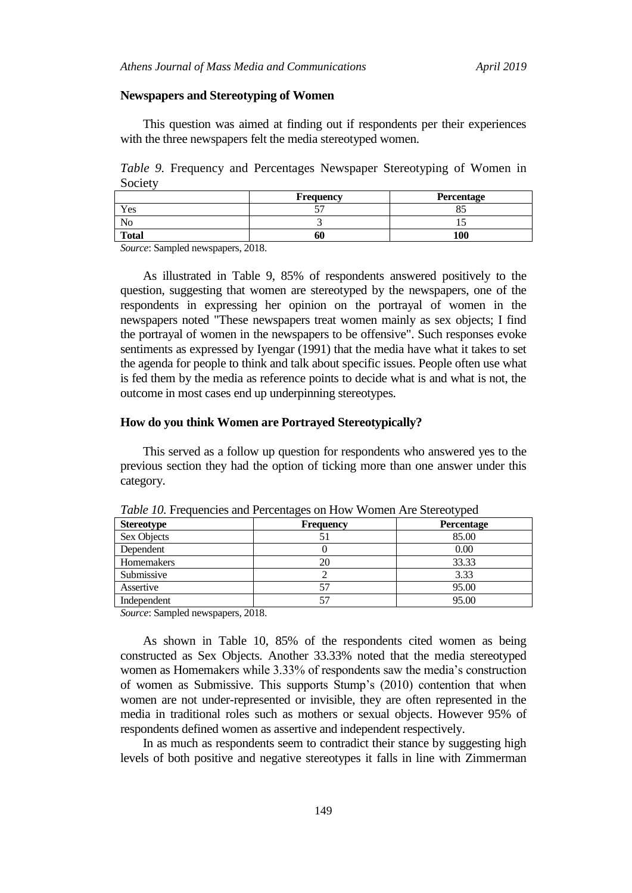### Newspapers and Stereotyping of Women

This question was aimed at finding out if respondents per their experiences with the three newspapers felt the media stereotyped women.

*Table 9.* Frequency and Percentages Newspaper Stereotyping of Women in Society

| | Frequency | Percentage |
|---|---|---|
| Yes | 57 | 85 |
| No | 3 | 15 |
| **Total** | **60** | **100** |

*Source*: Sampled newspapers, 2018.

As illustrated in Table 9, 85% of respondents answered positively to the question, suggesting that women are stereotyped by the newspapers, one of the respondents in expressing her opinion on the portrayal of women in the newspapers noted "These newspapers treat women mainly as sex objects; I find the portrayal of women in the newspapers to be offensive". Such responses evoke sentiments as expressed by Iyengar (1991) that the media have what it takes to set the agenda for people to think and talk about specific issues. People often use what is fed them by the media as reference points to decide what is and what is not, the outcome in most cases end up underpinning stereotypes.

### How do you think Women are Portrayed Stereotypically?

This served as a follow up question for respondents who answered yes to the previous section they had the option of ticking more than one answer under this category.

*Table 10.* Frequencies and Percentages on How Women Are Stereotyped

| Stereotype | Frequency | Percentage |
|---|---|---|
| Sex Objects | 51 | 85.00 |
| Dependent | 0 | 0.00 |
| Homemakers | 20 | 33.33 |
| Submissive | 2 | 3.33 |
| Assertive | 57 | 95.00 |
| Independent | 57 | 95.00 |

*Source*: Sampled newspapers, 2018.

As shown in Table 10, 85% of the respondents cited women as being constructed as Sex Objects. Another 33.33% noted that the media stereotyped women as Homemakers while 3.33% of respondents saw the media's construction of women as Submissive. This supports Stump's (2010) contention that when women are not under-represented or invisible, they are often represented in the media in traditional roles such as mothers or sexual objects. However 95% of respondents defined women as assertive and independent respectively.

In as much as respondents seem to contradict their stance by suggesting high levels of both positive and negative stereotypes it falls in line with Zimmerman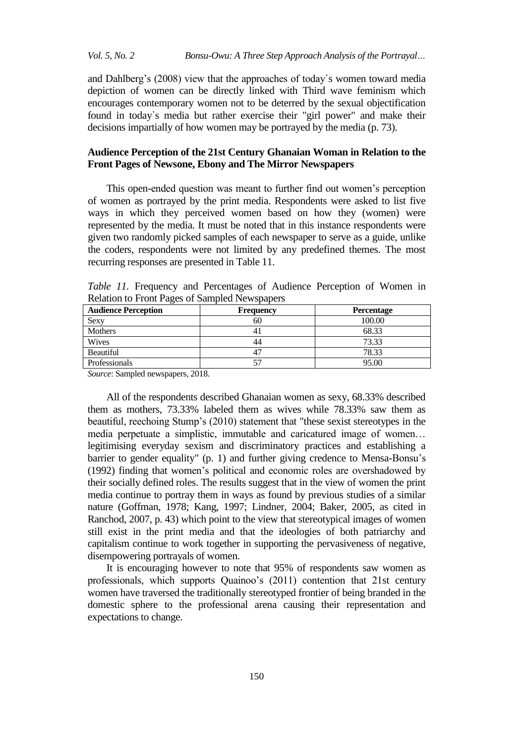and Dahlberg's (2008) view that the approaches of today's women toward media depiction of women can be directly linked with Third wave feminism which encourages contemporary women not to be deterred by the sexual objectification found in today's media but rather exercise their "girl power" and make their decisions impartially of how women may be portrayed by the media (p. 73).

### Audience Perception of the 21st Century Ghanaian Woman in Relation to the Front Pages of Newsone, Ebony and The Mirror Newspapers

This open-ended question was meant to further find out women's perception of women as portrayed by the print media. Respondents were asked to list five ways in which they perceived women based on how they (women) were represented by the media. It must be noted that in this instance respondents were given two randomly picked samples of each newspaper to serve as a guide, unlike the coders, respondents were not limited by any predefined themes. The most recurring responses are presented in Table 11.

*Table 11.* Frequency and Percentages of Audience Perception of Women in Relation to Front Pages of Sampled Newspapers

| Audience Perception | Frequency | Percentage |
|---|---|---|
| Sexy | 60 | 100.00 |
| Mothers | 41 | 68.33 |
| Wives | 44 | 73.33 |
| Beautiful | 47 | 78.33 |
| Professionals | 57 | 95.00 |

*Source*: Sampled newspapers, 2018.

All of the respondents described Ghanaian women as sexy, 68.33% described them as mothers, 73.33% labeled them as wives while 78.33% saw them as beautiful, reechoing Stump's (2010) statement that "these sexist stereotypes in the media perpetuate a simplistic, immutable and caricatured image of women… legitimising everyday sexism and discriminatory practices and establishing a barrier to gender equality" (p. 1) and further giving credence to Mensa-Bonsu's (1992) finding that women's political and economic roles are overshadowed by their socially defined roles. The results suggest that in the view of women the print media continue to portray them in ways as found by previous studies of a similar nature (Goffman, 1978; Kang, 1997; Lindner, 2004; Baker, 2005, as cited in Ranchod, 2007, p. 43) which point to the view that stereotypical images of women still exist in the print media and that the ideologies of both patriarchy and capitalism continue to work together in supporting the pervasiveness of negative, disempowering portrayals of women.

It is encouraging however to note that 95% of respondents saw women as professionals, which supports Quainoo's (2011) contention that 21st century women have traversed the traditionally stereotyped frontier of being branded in the domestic sphere to the professional arena causing their representation and expectations to change.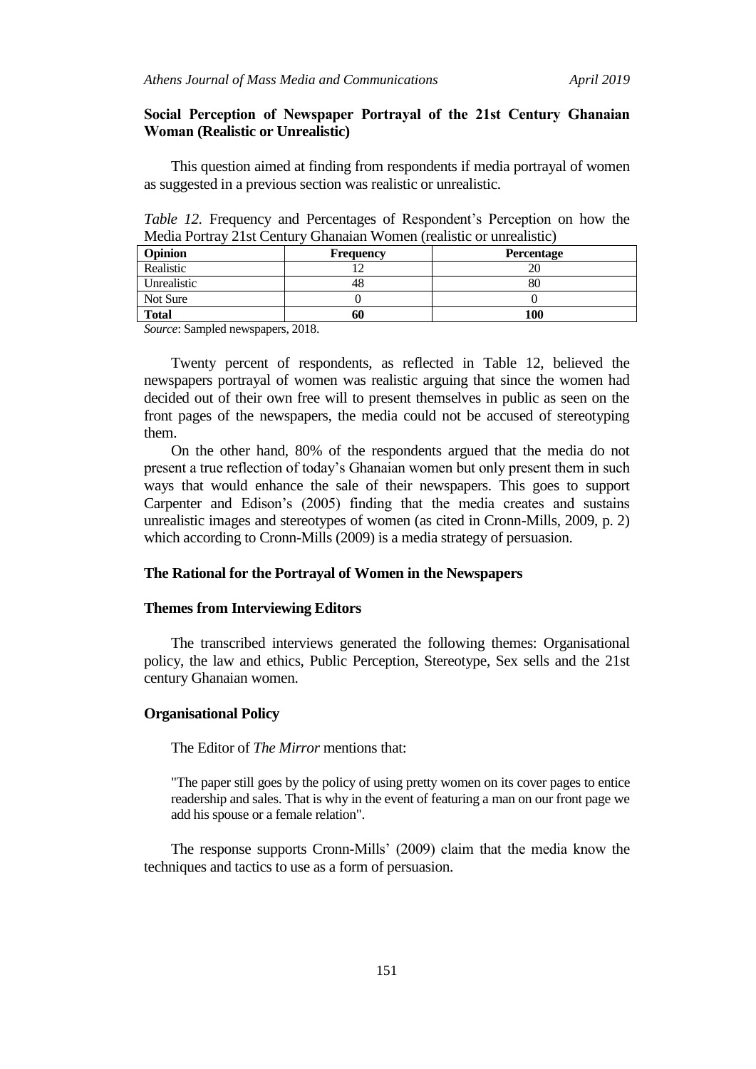### Social Perception of Newspaper Portrayal of the 21st Century Ghanaian Woman (Realistic or Unrealistic)

This question aimed at finding from respondents if media portrayal of women as suggested in a previous section was realistic or unrealistic.

*Table 12.* Frequency and Percentages of Respondent's Perception on how the Media Portray 21st Century Ghanaian Women (realistic or unrealistic)

| Opinion | Frequency | Percentage |
|---|---|---|
| Realistic | 12 | 20 |
| Unrealistic | 48 | 80 |
| Not Sure | 0 | 0 |
| **Total** | **60** | **100** |

*Source*: Sampled newspapers, 2018.

Twenty percent of respondents, as reflected in Table 12, believed the newspapers portrayal of women was realistic arguing that since the women had decided out of their own free will to present themselves in public as seen on the front pages of the newspapers, the media could not be accused of stereotyping them.

On the other hand, 80% of the respondents argued that the media do not present a true reflection of today's Ghanaian women but only present them in such ways that would enhance the sale of their newspapers. This goes to support Carpenter and Edison's (2005) finding that the media creates and sustains unrealistic images and stereotypes of women (as cited in Cronn-Mills, 2009, p. 2) which according to Cronn-Mills (2009) is a media strategy of persuasion.

### The Rational for the Portrayal of Women in the Newspapers

### Themes from Interviewing Editors

The transcribed interviews generated the following themes: Organisational policy, the law and ethics, Public Perception, Stereotype, Sex sells and the 21st century Ghanaian women.

### Organisational Policy

The Editor of *The Mirror* mentions that:

> "The paper still goes by the policy of using pretty women on its cover pages to entice readership and sales. That is why in the event of featuring a man on our front page we add his spouse or a female relation".

The response supports Cronn-Mills' (2009) claim that the media know the techniques and tactics to use as a form of persuasion.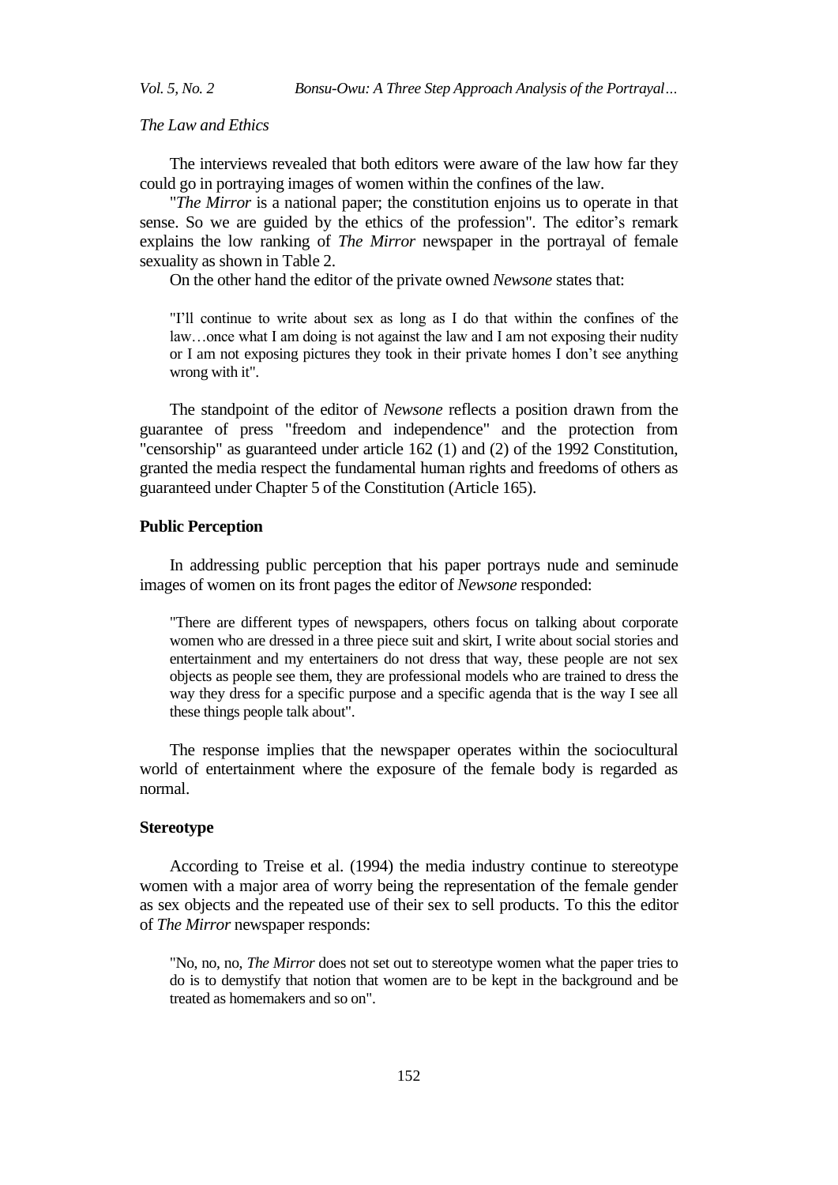*The Law and Ethics*

The interviews revealed that both editors were aware of the law how far they could go in portraying images of women within the confines of the law.

"*The Mirror* is a national paper; the constitution enjoins us to operate in that sense. So we are guided by the ethics of the profession". The editor's remark explains the low ranking of *The Mirror* newspaper in the portrayal of female sexuality as shown in Table 2.

On the other hand the editor of the private owned *Newsone* states that:

> "I'll continue to write about sex as long as I do that within the confines of the law…once what I am doing is not against the law and I am not exposing their nudity or I am not exposing pictures they took in their private homes I don't see anything wrong with it".

The standpoint of the editor of *Newsone* reflects a position drawn from the guarantee of press "freedom and independence" and the protection from "censorship" as guaranteed under article 162 (1) and (2) of the 1992 Constitution, granted the media respect the fundamental human rights and freedoms of others as guaranteed under Chapter 5 of the Constitution (Article 165).

### Public Perception

In addressing public perception that his paper portrays nude and seminude images of women on its front pages the editor of *Newsone* responded:

> "There are different types of newspapers, others focus on talking about corporate women who are dressed in a three piece suit and skirt, I write about social stories and entertainment and my entertainers do not dress that way, these people are not sex objects as people see them, they are professional models who are trained to dress the way they dress for a specific purpose and a specific agenda that is the way I see all these things people talk about".

The response implies that the newspaper operates within the sociocultural world of entertainment where the exposure of the female body is regarded as normal.

### Stereotype

According to Treise et al. (1994) the media industry continue to stereotype women with a major area of worry being the representation of the female gender as sex objects and the repeated use of their sex to sell products. To this the editor of *The Mirror* newspaper responds:

> "No, no, no, *The Mirror* does not set out to stereotype women what the paper tries to do is to demystify that notion that women are to be kept in the background and be treated as homemakers and so on".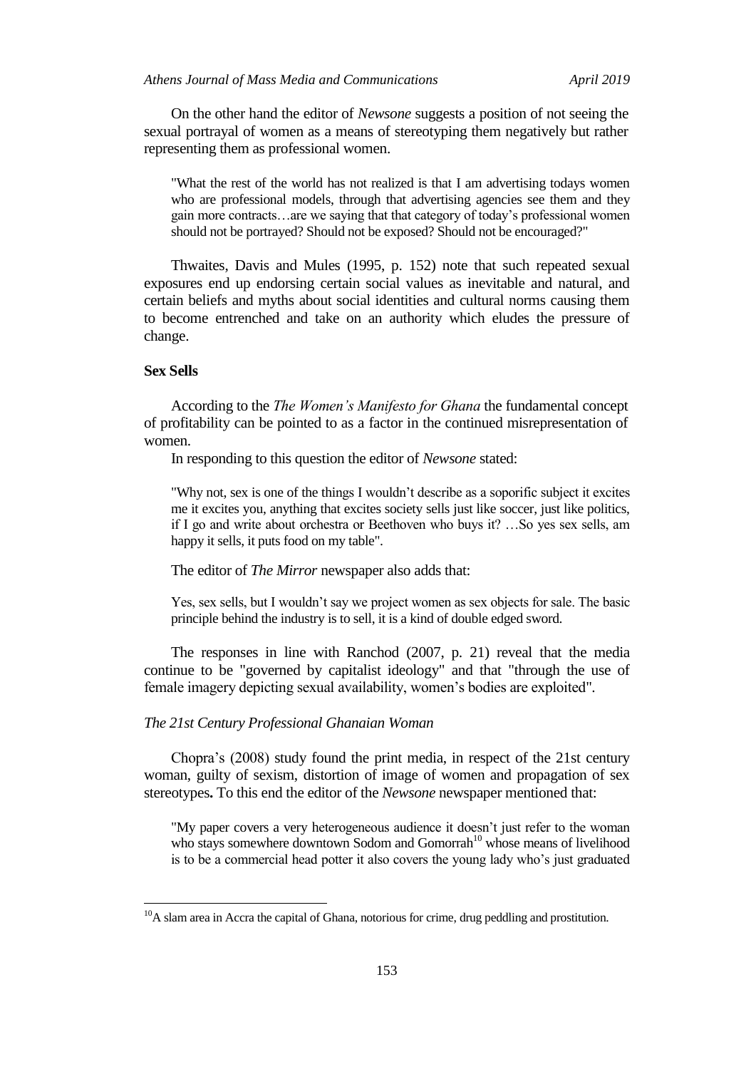On the other hand the editor of *Newsone* suggests a position of not seeing the sexual portrayal of women as a means of stereotyping them negatively but rather representing them as professional women.

> "What the rest of the world has not realized is that I am advertising todays women who are professional models, through that advertising agencies see them and they gain more contracts…are we saying that that category of today's professional women should not be portrayed? Should not be exposed? Should not be encouraged?"

Thwaites, Davis and Mules (1995, p. 152) note that such repeated sexual exposures end up endorsing certain social values as inevitable and natural, and certain beliefs and myths about social identities and cultural norms causing them to become entrenched and take on an authority which eludes the pressure of change.

**Sex Sells**

According to the *The Women's Manifesto for Ghana* the fundamental concept of profitability can be pointed to as a factor in the continued misrepresentation of women.

In responding to this question the editor of *Newsone* stated:

> "Why not, sex is one of the things I wouldn't describe as a soporific subject it excites me it excites you, anything that excites society sells just like soccer, just like politics, if I go and write about orchestra or Beethoven who buys it? …So yes sex sells, am happy it sells, it puts food on my table".

The editor of *The Mirror* newspaper also adds that:

> Yes, sex sells, but I wouldn't say we project women as sex objects for sale. The basic principle behind the industry is to sell, it is a kind of double edged sword.

The responses in line with Ranchod (2007, p. 21) reveal that the media continue to be "governed by capitalist ideology" and that "through the use of female imagery depicting sexual availability, women's bodies are exploited".

*The 21st Century Professional Ghanaian Woman*

Chopra's (2008) study found the print media, in respect of the 21st century woman, guilty of sexism, distortion of image of women and propagation of sex stereotypes**.** To this end the editor of the *Newsone* newspaper mentioned that:

> "My paper covers a very heterogeneous audience it doesn't just refer to the woman who stays somewhere downtown Sodom and Gomorrah[10] whose means of livelihood is to be a commercial head potter it also covers the young lady who's just graduated

[10]A slam area in Accra the capital of Ghana, notorious for crime, drug peddling and prostitution.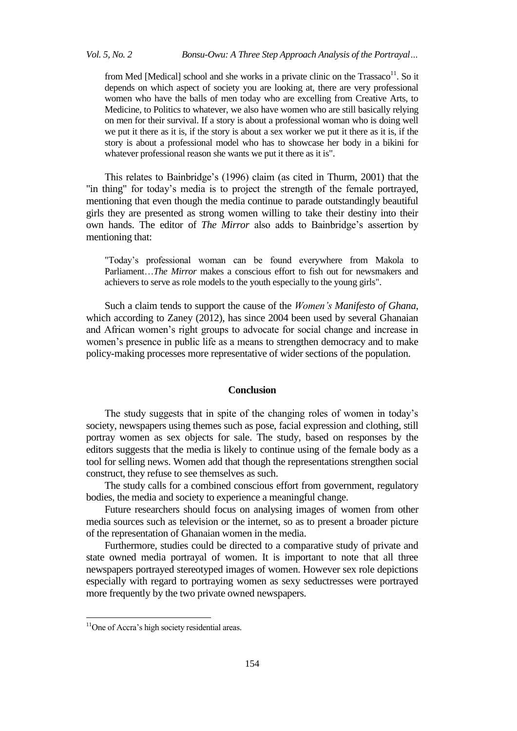from Med [Medical] school and she works in a private clinic on the Trassaco[11]. So it depends on which aspect of society you are looking at, there are very professional women who have the balls of men today who are excelling from Creative Arts, to Medicine, to Politics to whatever, we also have women who are still basically relying on men for their survival. If a story is about a professional woman who is doing well we put it there as it is, if the story is about a sex worker we put it there as it is, if the story is about a professional model who has to showcase her body in a bikini for whatever professional reason she wants we put it there as it is".

This relates to Bainbridge's (1996) claim (as cited in Thurm, 2001) that the "in thing" for today's media is to project the strength of the female portrayed, mentioning that even though the media continue to parade outstandingly beautiful girls they are presented as strong women willing to take their destiny into their own hands. The editor of *The Mirror* also adds to Bainbridge's assertion by mentioning that:

> "Today's professional woman can be found everywhere from Makola to Parliament…*The Mirror* makes a conscious effort to fish out for newsmakers and achievers to serve as role models to the youth especially to the young girls".

Such a claim tends to support the cause of the *Women's Manifesto of Ghana*, which according to Zaney (2012), has since 2004 been used by several Ghanaian and African women's right groups to advocate for social change and increase in women's presence in public life as a means to strengthen democracy and to make policy-making processes more representative of wider sections of the population.

## Conclusion

The study suggests that in spite of the changing roles of women in today's society, newspapers using themes such as pose, facial expression and clothing, still portray women as sex objects for sale. The study, based on responses by the editors suggests that the media is likely to continue using of the female body as a tool for selling news. Women add that though the representations strengthen social construct, they refuse to see themselves as such.

The study calls for a combined conscious effort from government, regulatory bodies, the media and society to experience a meaningful change.

Future researchers should focus on analysing images of women from other media sources such as television or the internet, so as to present a broader picture of the representation of Ghanaian women in the media.

Furthermore, studies could be directed to a comparative study of private and state owned media portrayal of women. It is important to note that all three newspapers portrayed stereotyped images of women. However sex role depictions especially with regard to portraying women as sexy seductresses were portrayed more frequently by the two private owned newspapers.

---

[11] One of Accra's high society residential areas.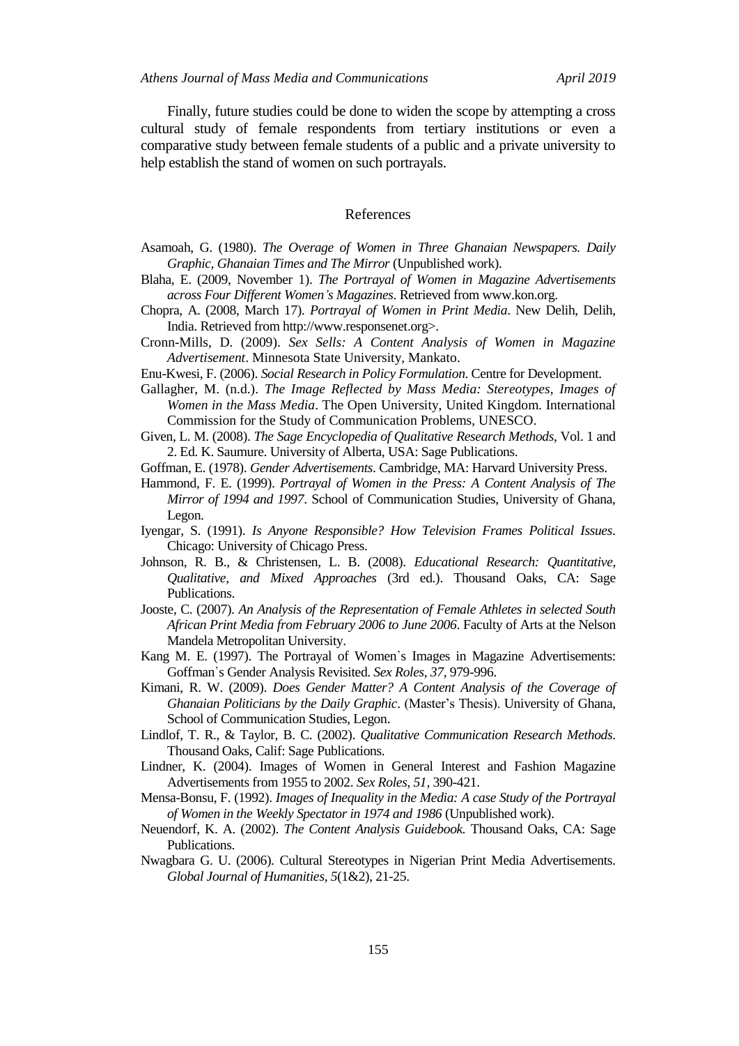Finally, future studies could be done to widen the scope by attempting a cross cultural study of female respondents from tertiary institutions or even a comparative study between female students of a public and a private university to help establish the stand of women on such portrayals.

## References

Asamoah, G. (1980). *The Overage of Women in Three Ghanaian Newspapers. Daily Graphic, Ghanaian Times and The Mirror* (Unpublished work).

Blaha, E. (2009, November 1). *The Portrayal of Women in Magazine Advertisements across Four Different Women's Magazines*. Retrieved from www.kon.org.

Chopra, A. (2008, March 17). *Portrayal of Women in Print Media*. New Delih, Delih, India. Retrieved from http://www.responsenet.org>.

Cronn-Mills, D. (2009). *Sex Sells: A Content Analysis of Women in Magazine Advertisement*. Minnesota State University, Mankato.

Enu-Kwesi, F. (2006). *Social Research in Policy Formulation*. Centre for Development.

Gallagher, M. (n.d.). *The Image Reflected by Mass Media: Stereotypes, Images of Women in the Mass Media*. The Open University, United Kingdom. International Commission for the Study of Communication Problems, UNESCO.

Given, L. M. (2008). *The Sage Encyclopedia of Qualitative Research Methods*, Vol. 1 and 2. Ed. K. Saumure. University of Alberta, USA: Sage Publications.

Goffman, E. (1978). *Gender Advertisements*. Cambridge, MA: Harvard University Press.

Hammond, F. E. (1999). *Portrayal of Women in the Press: A Content Analysis of The Mirror of 1994 and 1997*. School of Communication Studies, University of Ghana, Legon.

Iyengar, S. (1991). *Is Anyone Responsible? How Television Frames Political Issues*. Chicago: University of Chicago Press.

Johnson, R. B., & Christensen, L. B. (2008). *Educational Research: Quantitative, Qualitative, and Mixed Approaches* (3rd ed.). Thousand Oaks, CA: Sage Publications.

Jooste, C. (2007). *An Analysis of the Representation of Female Athletes in selected South African Print Media from February 2006 to June 2006*. Faculty of Arts at the Nelson Mandela Metropolitan University.

Kang M. E. (1997). The Portrayal of Women's Images in Magazine Advertisements: Goffman's Gender Analysis Revisited. *Sex Roles*, *37*, 979-996.

Kimani, R. W. (2009). *Does Gender Matter? A Content Analysis of the Coverage of Ghanaian Politicians by the Daily Graphic*. (Master's Thesis). University of Ghana, School of Communication Studies, Legon.

Lindlof, T. R., & Taylor, B. C. (2002). *Qualitative Communication Research Methods*. Thousand Oaks, Calif: Sage Publications.

Lindner, K. (2004). Images of Women in General Interest and Fashion Magazine Advertisements from 1955 to 2002. *Sex Roles*, *51*, 390-421.

Mensa-Bonsu, F. (1992). *Images of Inequality in the Media: A case Study of the Portrayal of Women in the Weekly Spectator in 1974 and 1986* (Unpublished work).

Neuendorf, K. A. (2002). *The Content Analysis Guidebook*. Thousand Oaks, CA: Sage Publications.

Nwagbara G. U. (2006). Cultural Stereotypes in Nigerian Print Media Advertisements. *Global Journal of Humanities*, *5*(1&2), 21-25.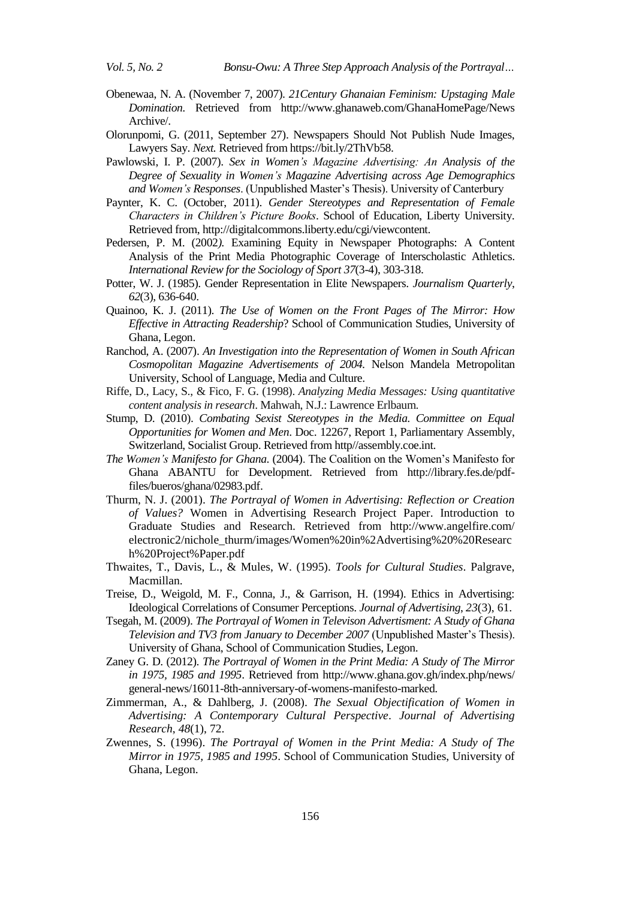Obenewaa, N. A. (November 7, 2007). *21Century Ghanaian Feminism: Upstaging Male Domination.* Retrieved from http://www.ghanaweb.com/GhanaHomePage/News Archive/.

Olorunpomi, G. (2011, September 27). Newspapers Should Not Publish Nude Images, Lawyers Say. *Next.* Retrieved from https://bit.ly/2ThVb58.

Pawlowski, I. P. (2007). *Sex in Women's Magazine Advertising: An Analysis of the Degree of Sexuality in Women's Magazine Advertising across Age Demographics and Women's Responses*. (Unpublished Master's Thesis). University of Canterbury

Paynter, K. C. (October, 2011). *Gender Stereotypes and Representation of Female Characters in Children's Picture Books*. School of Education, Liberty University. Retrieved from, http://digitalcommons.liberty.edu/cgi/viewcontent.

Pedersen, P. M. (2002*).* Examining Equity in Newspaper Photographs: A Content Analysis of the Print Media Photographic Coverage of Interscholastic Athletics. *International Review for the Sociology of Sport 37*(3-4), 303-318.

Potter, W. J. (1985). Gender Representation in Elite Newspapers. *Journalism Quarterly*, *62*(3), 636-640.

Quainoo, K. J. (2011). *The Use of Women on the Front Pages of The Mirror: How Effective in Attracting Readership*? School of Communication Studies, University of Ghana, Legon.

Ranchod, A. (2007). *An Investigation into the Representation of Women in South African Cosmopolitan Magazine Advertisements of 2004.* Nelson Mandela Metropolitan University, School of Language, Media and Culture.

Riffe, D., Lacy, S., & Fico, F. G. (1998). *Analyzing Media Messages: Using quantitative content analysis in research*. Mahwah, N.J.: Lawrence Erlbaum.

Stump, D. (2010). *Combating Sexist Stereotypes in the Media. Committee on Equal Opportunities for Women and Men*. Doc. 12267, Report 1, Parliamentary Assembly, Switzerland, Socialist Group. Retrieved from http//assembly.coe.int.

*The Women's Manifesto for Ghana.* (2004). The Coalition on the Women's Manifesto for Ghana ABANTU for Development. Retrieved from http://library.fes.de/pdf-files/bueros/ghana/02983.pdf.

Thurm, N. J. (2001). *The Portrayal of Women in Advertising: Reflection or Creation of Values?* Women in Advertising Research Project Paper. Introduction to Graduate Studies and Research. Retrieved from http://www.angelfire.com/electronic2/nichole_thurm/images/Women%20in%2Advertising%20%20Research%20Project%Paper.pdf

Thwaites, T., Davis, L., & Mules, W. (1995). *Tools for Cultural Studies*. Palgrave, Macmillan.

Treise, D., Weigold, M. F., Conna, J., & Garrison, H. (1994). Ethics in Advertising: Ideological Correlations of Consumer Perceptions. *Journal of Advertising*, *23*(3), 61.

Tsegah, M. (2009). *The Portrayal of Women in Televison Advertisment: A Study of Ghana Television and TV3 from January to December 2007* (Unpublished Master's Thesis). University of Ghana, School of Communication Studies, Legon.

Zaney G. D. (2012). *The Portrayal of Women in the Print Media: A Study of The Mirror in 1975, 1985 and 1995*. Retrieved from http://www.ghana.gov.gh/index.php/news/general-news/16011-8th-anniversary-of-womens-manifesto-marked.

Zimmerman, A., & Dahlberg, J. (2008). *The Sexual Objectification of Women in Advertising: A Contemporary Cultural Perspective*. *Journal of Advertising Research*, *48*(1), 72.

Zwennes, S. (1996). *The Portrayal of Women in the Print Media: A Study of The Mirror in 1975, 1985 and 1995*. School of Communication Studies, University of Ghana, Legon.